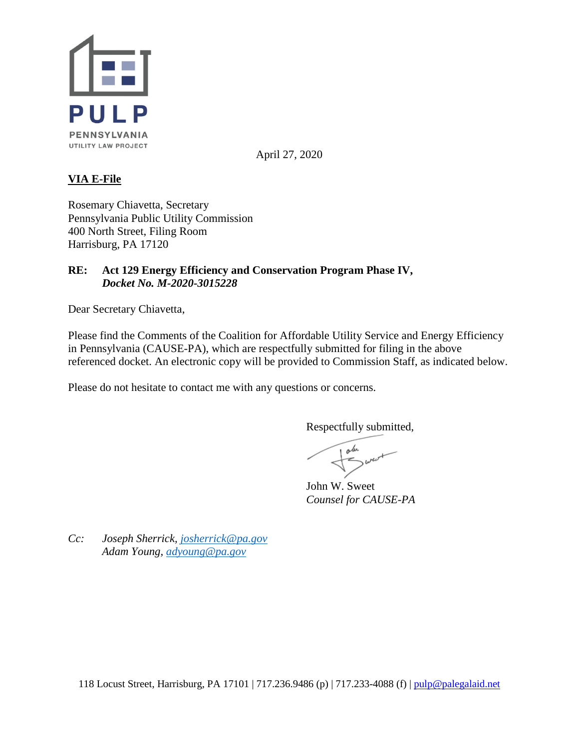PULP
PENNSYLVANIA
UTILITY LAW PROJECT

April 27, 2020

**VIA E-File**

Rosemary Chiavetta, Secretary
Pennsylvania Public Utility Commission
400 North Street, Filing Room
Harrisburg, PA 17120

**RE: Act 129 Energy Efficiency and Conservation Program Phase IV,**
***Docket No. M-2020-3015228***

Dear Secretary Chiavetta,

Please find the Comments of the Coalition for Affordable Utility Service and Energy Efficiency in Pennsylvania (CAUSE-PA), which are respectfully submitted for filing in the above referenced docket. An electronic copy will be provided to Commission Staff, as indicated below.

Please do not hesitate to contact me with any questions or concerns.

Respectfully submitted,

John W. Sweet
*Counsel for CAUSE-PA*

*Cc: Joseph Sherrick, josherrick@pa.gov*
*Adam Young, adyoung@pa.gov*

118 Locust Street, Harrisburg, PA 17101 | 717.236.9486 (p) | 717.233-4088 (f) | pulp@palegalaid.net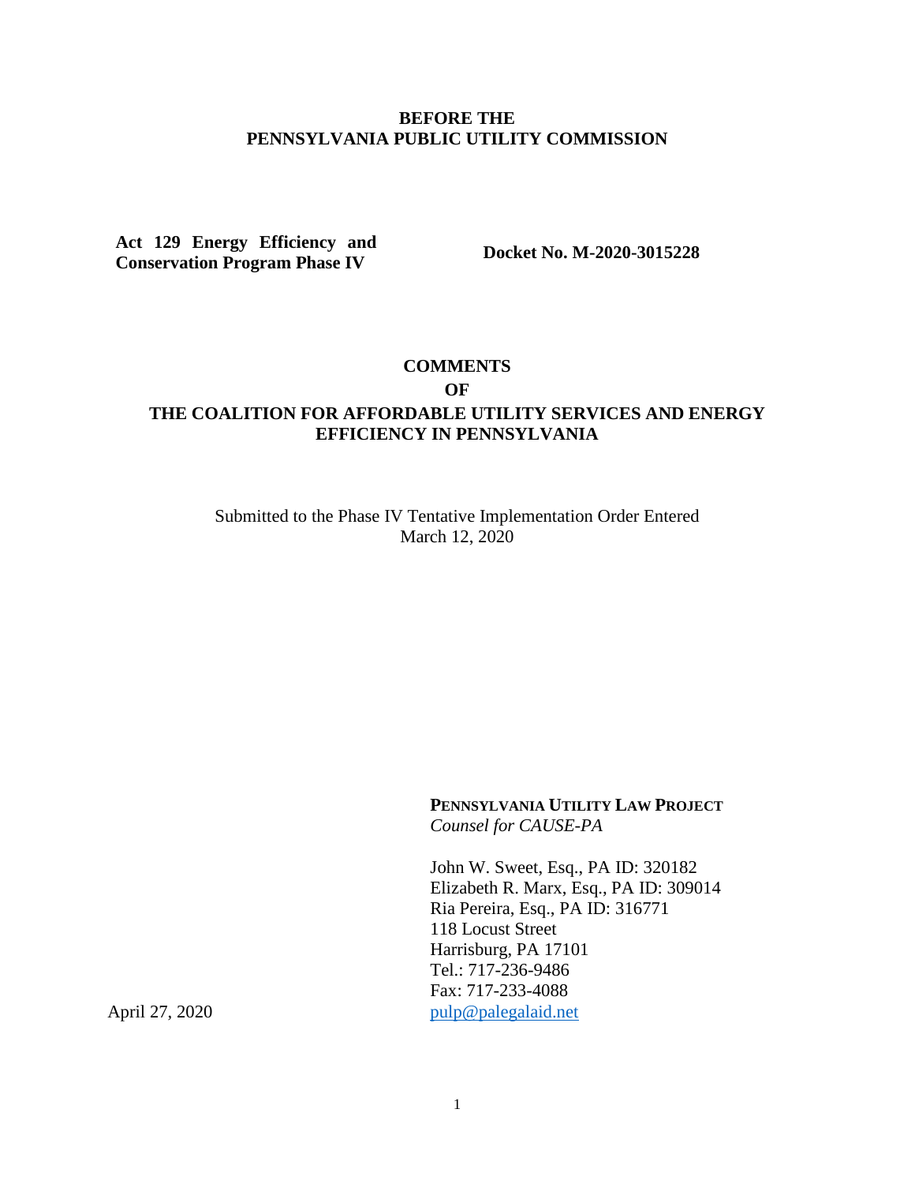**BEFORE THE**
**PENNSYLVANIA PUBLIC UTILITY COMMISSION**

| **Act 129 Energy Efficiency and Conservation Program Phase IV** | **Docket No. M-2020-3015228** |
| --- | --- |

# COMMENTS
# OF
# THE COALITION FOR AFFORDABLE UTILITY SERVICES AND ENERGY EFFICIENCY IN PENNSYLVANIA

Submitted to the Phase IV Tentative Implementation Order Entered March 12, 2020

**PENNSYLVANIA UTILITY LAW PROJECT**
*Counsel for CAUSE-PA*

John W. Sweet, Esq., PA ID: 320182
Elizabeth R. Marx, Esq., PA ID: 309014
Ria Pereira, Esq., PA ID: 316771
118 Locust Street
Harrisburg, PA 17101
Tel.: 717-236-9486
Fax: 717-233-4088
pulp@palegalaid.net

April 27, 2020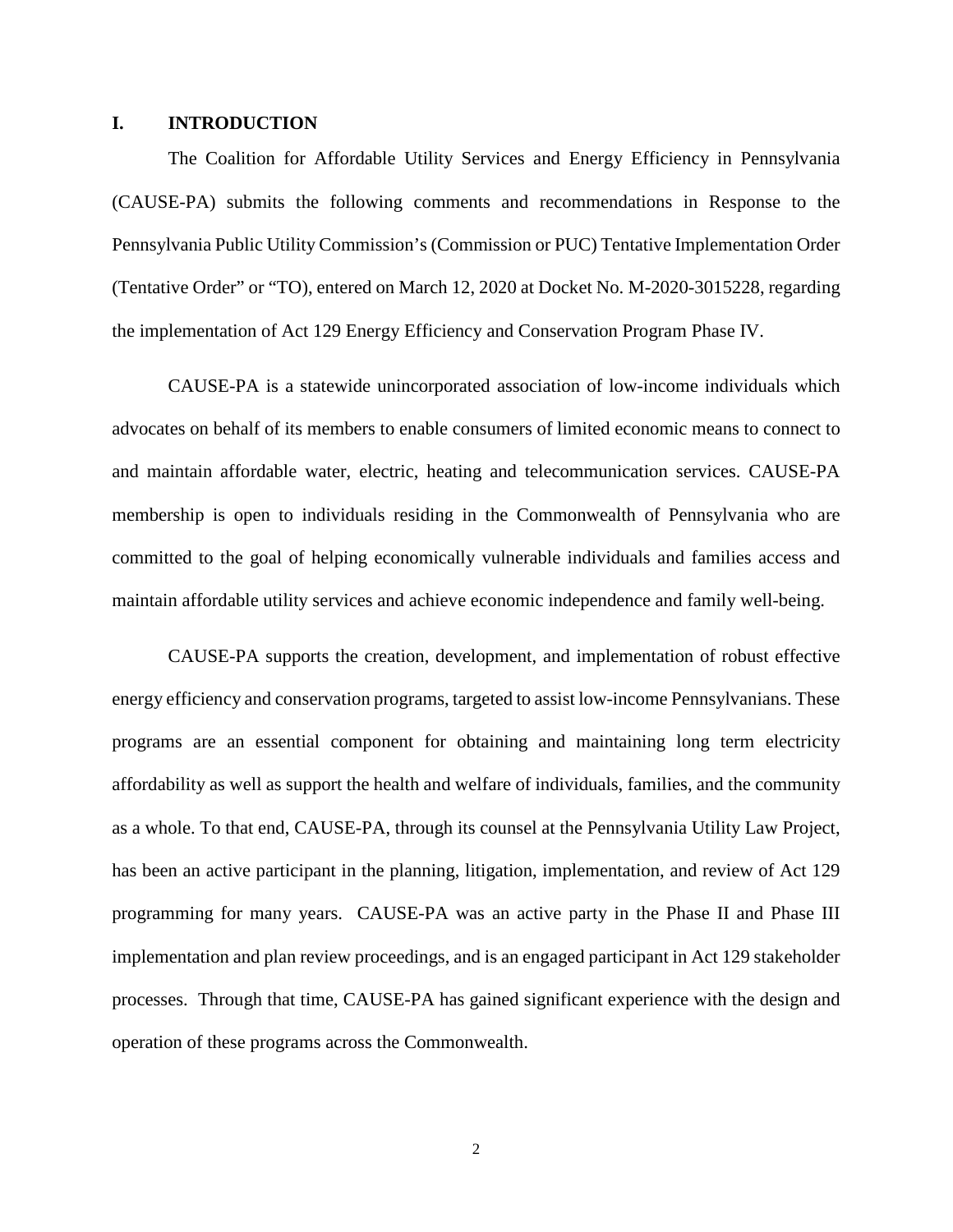## I. INTRODUCTION

The Coalition for Affordable Utility Services and Energy Efficiency in Pennsylvania (CAUSE-PA) submits the following comments and recommendations in Response to the Pennsylvania Public Utility Commission's (Commission or PUC) Tentative Implementation Order (Tentative Order" or "TO), entered on March 12, 2020 at Docket No. M-2020-3015228, regarding the implementation of Act 129 Energy Efficiency and Conservation Program Phase IV.

CAUSE-PA is a statewide unincorporated association of low-income individuals which advocates on behalf of its members to enable consumers of limited economic means to connect to and maintain affordable water, electric, heating and telecommunication services. CAUSE-PA membership is open to individuals residing in the Commonwealth of Pennsylvania who are committed to the goal of helping economically vulnerable individuals and families access and maintain affordable utility services and achieve economic independence and family well-being.

CAUSE-PA supports the creation, development, and implementation of robust effective energy efficiency and conservation programs, targeted to assist low-income Pennsylvanians. These programs are an essential component for obtaining and maintaining long term electricity affordability as well as support the health and welfare of individuals, families, and the community as a whole. To that end, CAUSE-PA, through its counsel at the Pennsylvania Utility Law Project, has been an active participant in the planning, litigation, implementation, and review of Act 129 programming for many years. CAUSE-PA was an active party in the Phase II and Phase III implementation and plan review proceedings, and is an engaged participant in Act 129 stakeholder processes. Through that time, CAUSE-PA has gained significant experience with the design and operation of these programs across the Commonwealth.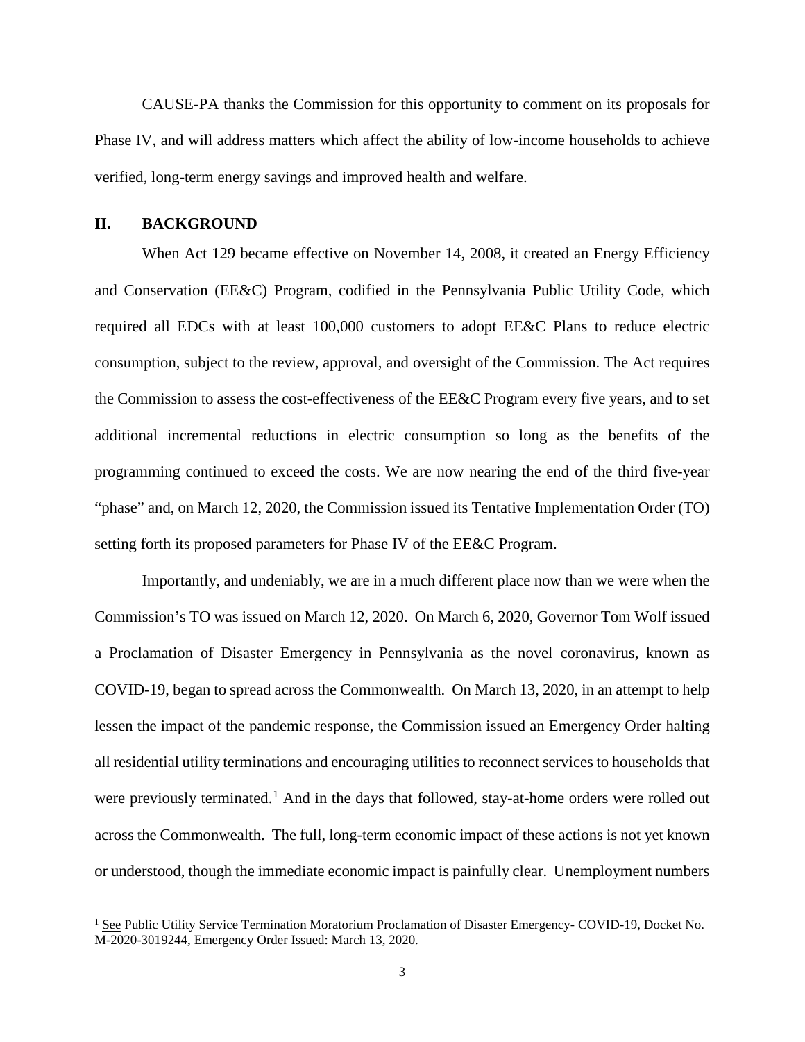CAUSE-PA thanks the Commission for this opportunity to comment on its proposals for Phase IV, and will address matters which affect the ability of low-income households to achieve verified, long-term energy savings and improved health and welfare.

## II. BACKGROUND

When Act 129 became effective on November 14, 2008, it created an Energy Efficiency and Conservation (EE&C) Program, codified in the Pennsylvania Public Utility Code, which required all EDCs with at least 100,000 customers to adopt EE&C Plans to reduce electric consumption, subject to the review, approval, and oversight of the Commission. The Act requires the Commission to assess the cost-effectiveness of the EE&C Program every five years, and to set additional incremental reductions in electric consumption so long as the benefits of the programming continued to exceed the costs. We are now nearing the end of the third five-year "phase" and, on March 12, 2020, the Commission issued its Tentative Implementation Order (TO) setting forth its proposed parameters for Phase IV of the EE&C Program.

Importantly, and undeniably, we are in a much different place now than we were when the Commission's TO was issued on March 12, 2020. On March 6, 2020, Governor Tom Wolf issued a Proclamation of Disaster Emergency in Pennsylvania as the novel coronavirus, known as COVID-19, began to spread across the Commonwealth. On March 13, 2020, in an attempt to help lessen the impact of the pandemic response, the Commission issued an Emergency Order halting all residential utility terminations and encouraging utilities to reconnect services to households that were previously terminated.[1] And in the days that followed, stay-at-home orders were rolled out across the Commonwealth. The full, long-term economic impact of these actions is not yet known or understood, though the immediate economic impact is painfully clear. Unemployment numbers

[1] See Public Utility Service Termination Moratorium Proclamation of Disaster Emergency- COVID-19, Docket No. M-2020-3019244, Emergency Order Issued: March 13, 2020.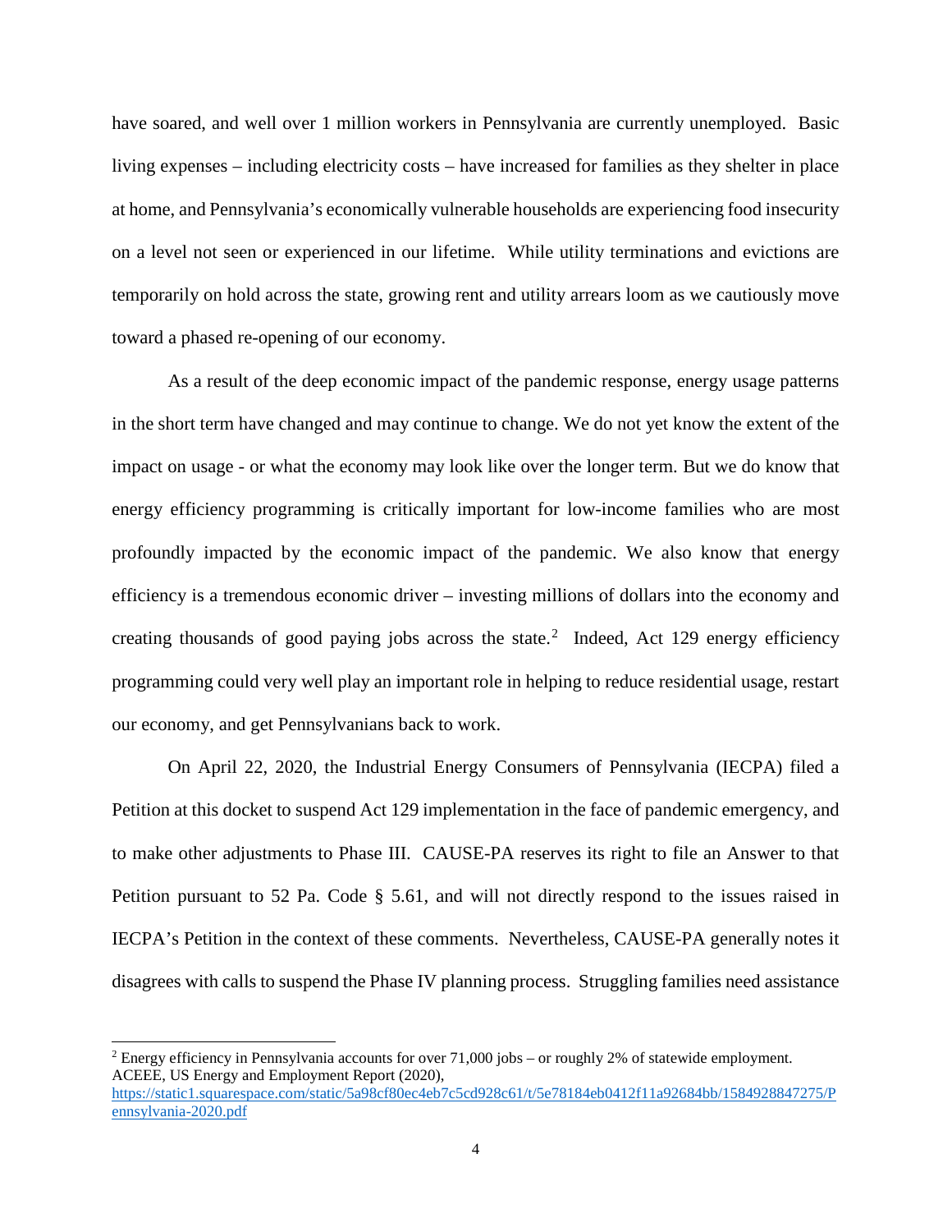have soared, and well over 1 million workers in Pennsylvania are currently unemployed. Basic living expenses – including electricity costs – have increased for families as they shelter in place at home, and Pennsylvania's economically vulnerable households are experiencing food insecurity on a level not seen or experienced in our lifetime. While utility terminations and evictions are temporarily on hold across the state, growing rent and utility arrears loom as we cautiously move toward a phased re-opening of our economy.

As a result of the deep economic impact of the pandemic response, energy usage patterns in the short term have changed and may continue to change. We do not yet know the extent of the impact on usage - or what the economy may look like over the longer term. But we do know that energy efficiency programming is critically important for low-income families who are most profoundly impacted by the economic impact of the pandemic. We also know that energy efficiency is a tremendous economic driver – investing millions of dollars into the economy and creating thousands of good paying jobs across the state.[2] Indeed, Act 129 energy efficiency programming could very well play an important role in helping to reduce residential usage, restart our economy, and get Pennsylvanians back to work.

On April 22, 2020, the Industrial Energy Consumers of Pennsylvania (IECPA) filed a Petition at this docket to suspend Act 129 implementation in the face of pandemic emergency, and to make other adjustments to Phase III. CAUSE-PA reserves its right to file an Answer to that Petition pursuant to 52 Pa. Code § 5.61, and will not directly respond to the issues raised in IECPA's Petition in the context of these comments. Nevertheless, CAUSE-PA generally notes it disagrees with calls to suspend the Phase IV planning process. Struggling families need assistance

[2] Energy efficiency in Pennsylvania accounts for over 71,000 jobs – or roughly 2% of statewide employment. ACEEE, US Energy and Employment Report (2020), https://static1.squarespace.com/static/5a98cf80ec4eb7c5cd928c61/t/5e78184eb0412f11a92684bb/1584928847275/Pennsylvania-2020.pdf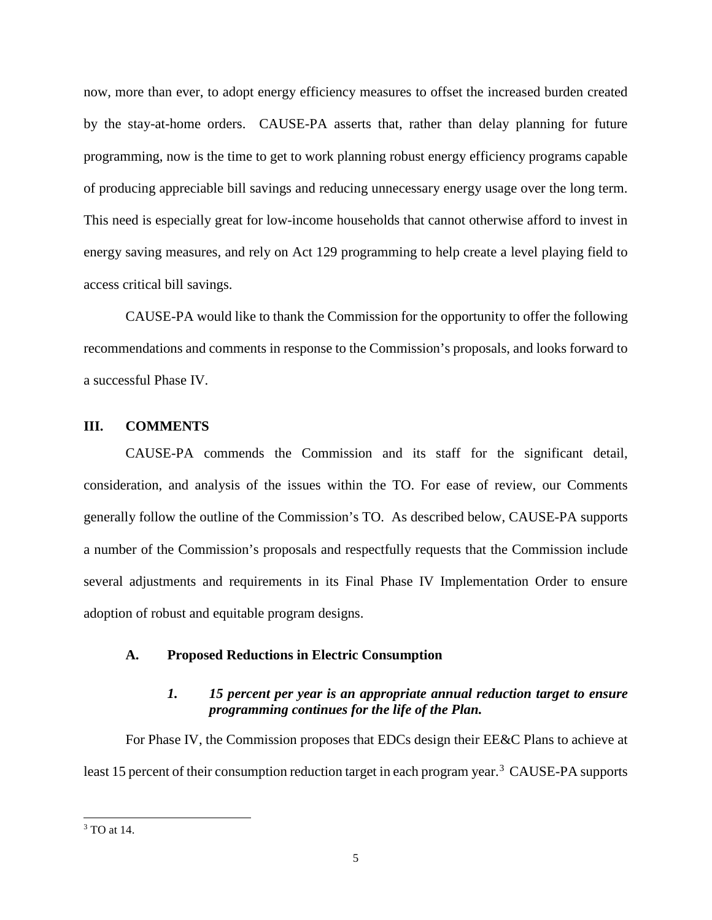now, more than ever, to adopt energy efficiency measures to offset the increased burden created by the stay-at-home orders. CAUSE-PA asserts that, rather than delay planning for future programming, now is the time to get to work planning robust energy efficiency programs capable of producing appreciable bill savings and reducing unnecessary energy usage over the long term. This need is especially great for low-income households that cannot otherwise afford to invest in energy saving measures, and rely on Act 129 programming to help create a level playing field to access critical bill savings.

CAUSE-PA would like to thank the Commission for the opportunity to offer the following recommendations and comments in response to the Commission's proposals, and looks forward to a successful Phase IV.

## III. COMMENTS

CAUSE-PA commends the Commission and its staff for the significant detail, consideration, and analysis of the issues within the TO. For ease of review, our Comments generally follow the outline of the Commission's TO. As described below, CAUSE-PA supports a number of the Commission's proposals and respectfully requests that the Commission include several adjustments and requirements in its Final Phase IV Implementation Order to ensure adoption of robust and equitable program designs.

### A. Proposed Reductions in Electric Consumption

#### *1. 15 percent per year is an appropriate annual reduction target to ensure programming continues for the life of the Plan.*

For Phase IV, the Commission proposes that EDCs design their EE&C Plans to achieve at least 15 percent of their consumption reduction target in each program year.[3] CAUSE-PA supports

[3] TO at 14.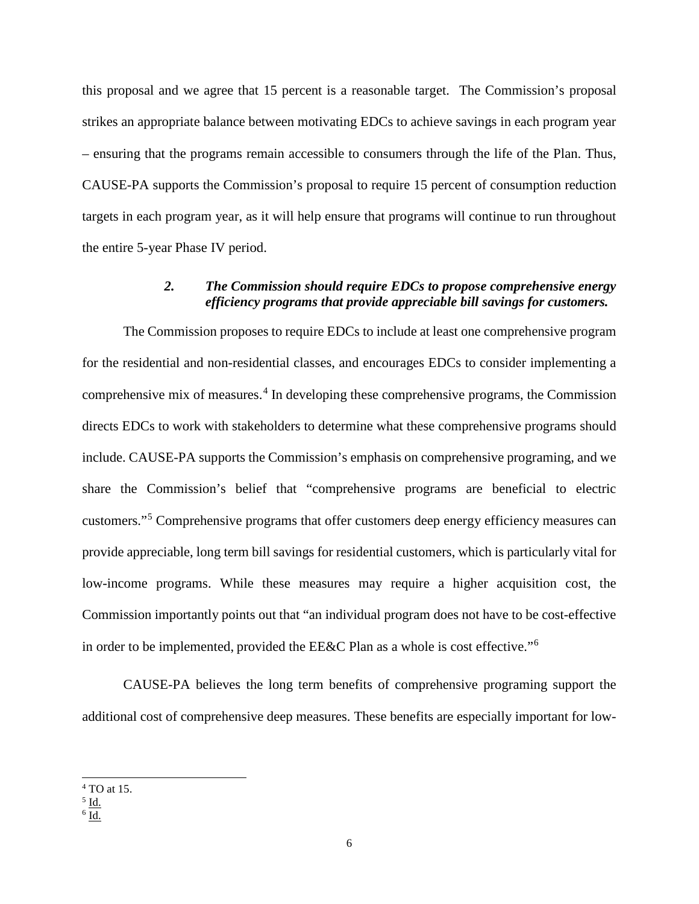this proposal and we agree that 15 percent is a reasonable target. The Commission's proposal strikes an appropriate balance between motivating EDCs to achieve savings in each program year – ensuring that the programs remain accessible to consumers through the life of the Plan. Thus, CAUSE-PA supports the Commission's proposal to require 15 percent of consumption reduction targets in each program year, as it will help ensure that programs will continue to run throughout the entire 5-year Phase IV period.

### *2. The Commission should require EDCs to propose comprehensive energy efficiency programs that provide appreciable bill savings for customers.*

The Commission proposes to require EDCs to include at least one comprehensive program for the residential and non-residential classes, and encourages EDCs to consider implementing a comprehensive mix of measures.[4] In developing these comprehensive programs, the Commission directs EDCs to work with stakeholders to determine what these comprehensive programs should include. CAUSE-PA supports the Commission's emphasis on comprehensive programing, and we share the Commission's belief that "comprehensive programs are beneficial to electric customers."[5] Comprehensive programs that offer customers deep energy efficiency measures can provide appreciable, long term bill savings for residential customers, which is particularly vital for low-income programs. While these measures may require a higher acquisition cost, the Commission importantly points out that "an individual program does not have to be cost-effective in order to be implemented, provided the EE&C Plan as a whole is cost effective."[6]

CAUSE-PA believes the long term benefits of comprehensive programing support the additional cost of comprehensive deep measures. These benefits are especially important for low-

---

[4] TO at 15.

[5] Id.

[6] Id.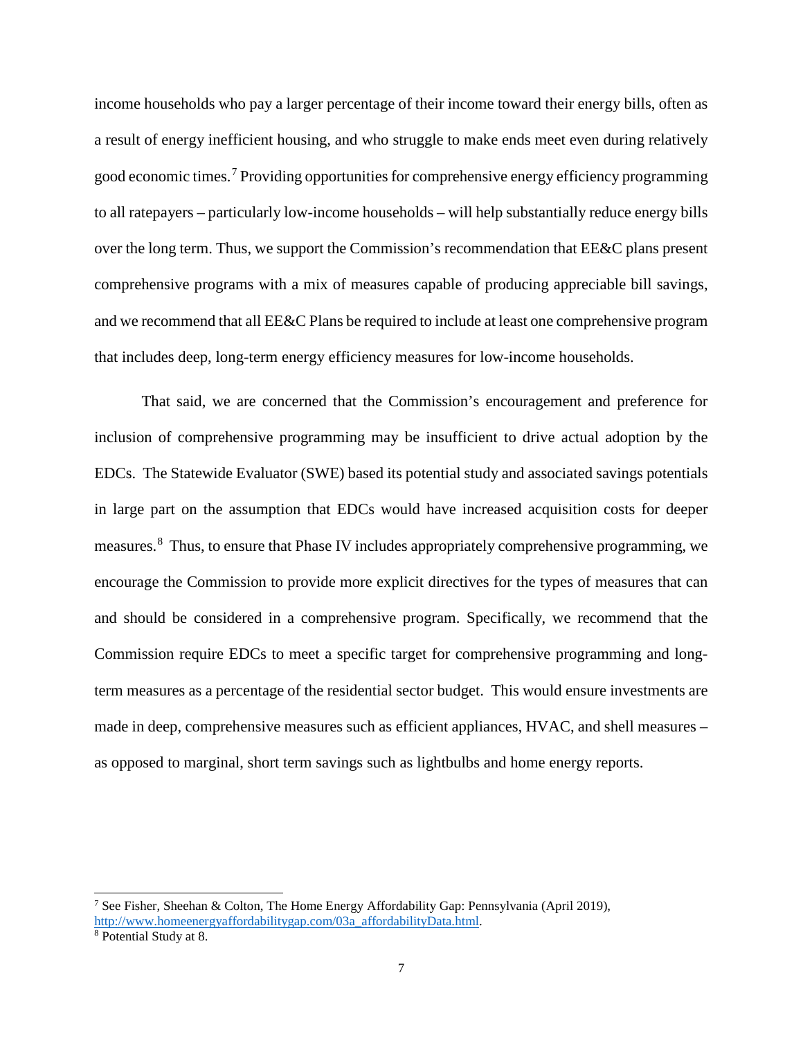income households who pay a larger percentage of their income toward their energy bills, often as a result of energy inefficient housing, and who struggle to make ends meet even during relatively good economic times.[7] Providing opportunities for comprehensive energy efficiency programming to all ratepayers – particularly low-income households – will help substantially reduce energy bills over the long term. Thus, we support the Commission's recommendation that EE&C plans present comprehensive programs with a mix of measures capable of producing appreciable bill savings, and we recommend that all EE&C Plans be required to include at least one comprehensive program that includes deep, long-term energy efficiency measures for low-income households.

That said, we are concerned that the Commission's encouragement and preference for inclusion of comprehensive programming may be insufficient to drive actual adoption by the EDCs. The Statewide Evaluator (SWE) based its potential study and associated savings potentials in large part on the assumption that EDCs would have increased acquisition costs for deeper measures.[8] Thus, to ensure that Phase IV includes appropriately comprehensive programming, we encourage the Commission to provide more explicit directives for the types of measures that can and should be considered in a comprehensive program. Specifically, we recommend that the Commission require EDCs to meet a specific target for comprehensive programming and long-term measures as a percentage of the residential sector budget. This would ensure investments are made in deep, comprehensive measures such as efficient appliances, HVAC, and shell measures – as opposed to marginal, short term savings such as lightbulbs and home energy reports.

---

[7] See Fisher, Sheehan & Colton, The Home Energy Affordability Gap: Pennsylvania (April 2019), http://www.homeenergyaffordabilitygap.com/03a_affordabilityData.html.

[8] Potential Study at 8.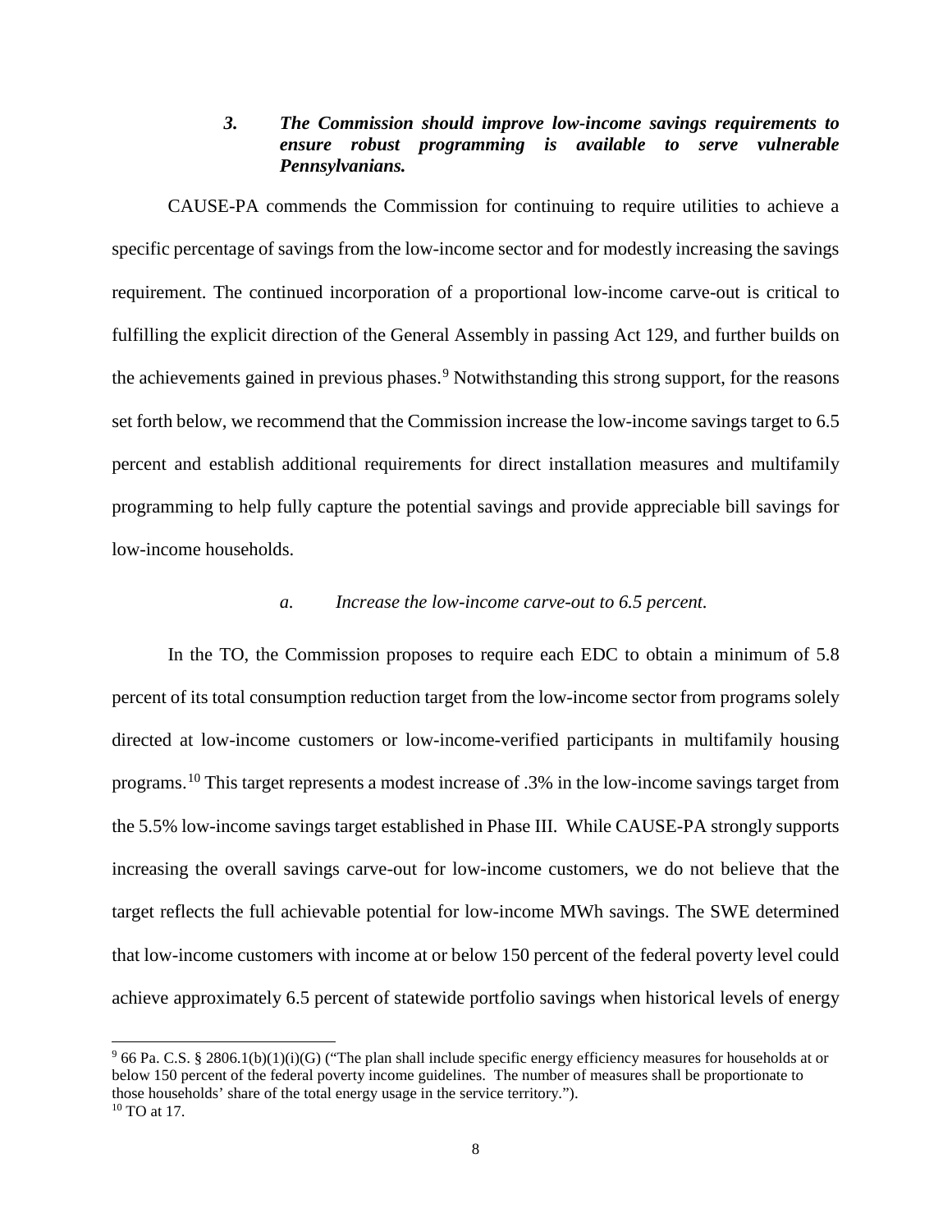### *3. The Commission should improve low-income savings requirements to ensure robust programming is available to serve vulnerable Pennsylvanians.*

CAUSE-PA commends the Commission for continuing to require utilities to achieve a specific percentage of savings from the low-income sector and for modestly increasing the savings requirement. The continued incorporation of a proportional low-income carve-out is critical to fulfilling the explicit direction of the General Assembly in passing Act 129, and further builds on the achievements gained in previous phases.[9] Notwithstanding this strong support, for the reasons set forth below, we recommend that the Commission increase the low-income savings target to 6.5 percent and establish additional requirements for direct installation measures and multifamily programming to help fully capture the potential savings and provide appreciable bill savings for low-income households.

#### *a. Increase the low-income carve-out to 6.5 percent.*

In the TO, the Commission proposes to require each EDC to obtain a minimum of 5.8 percent of its total consumption reduction target from the low-income sector from programs solely directed at low-income customers or low-income-verified participants in multifamily housing programs.[10] This target represents a modest increase of .3% in the low-income savings target from the 5.5% low-income savings target established in Phase III. While CAUSE-PA strongly supports increasing the overall savings carve-out for low-income customers, we do not believe that the target reflects the full achievable potential for low-income MWh savings. The SWE determined that low-income customers with income at or below 150 percent of the federal poverty level could achieve approximately 6.5 percent of statewide portfolio savings when historical levels of energy

---

[9] 66 Pa. C.S. § 2806.1(b)(1)(i)(G) ("The plan shall include specific energy efficiency measures for households at or below 150 percent of the federal poverty income guidelines. The number of measures shall be proportionate to those households' share of the total energy usage in the service territory.").

[10] TO at 17.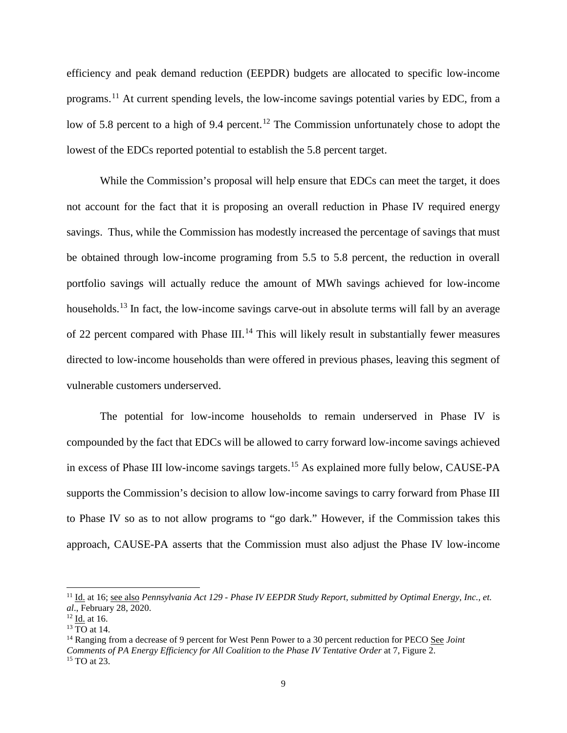efficiency and peak demand reduction (EEPDR) budgets are allocated to specific low-income programs.[11] At current spending levels, the low-income savings potential varies by EDC, from a low of 5.8 percent to a high of 9.4 percent.[12] The Commission unfortunately chose to adopt the lowest of the EDCs reported potential to establish the 5.8 percent target.

While the Commission's proposal will help ensure that EDCs can meet the target, it does not account for the fact that it is proposing an overall reduction in Phase IV required energy savings. Thus, while the Commission has modestly increased the percentage of savings that must be obtained through low-income programing from 5.5 to 5.8 percent, the reduction in overall portfolio savings will actually reduce the amount of MWh savings achieved for low-income households.[13] In fact, the low-income savings carve-out in absolute terms will fall by an average of 22 percent compared with Phase III.[14] This will likely result in substantially fewer measures directed to low-income households than were offered in previous phases, leaving this segment of vulnerable customers underserved.

The potential for low-income households to remain underserved in Phase IV is compounded by the fact that EDCs will be allowed to carry forward low-income savings achieved in excess of Phase III low-income savings targets.[15] As explained more fully below, CAUSE-PA supports the Commission's decision to allow low-income savings to carry forward from Phase III to Phase IV so as to not allow programs to "go dark." However, if the Commission takes this approach, CAUSE-PA asserts that the Commission must also adjust the Phase IV low-income

---

[11] Id. at 16; see also *Pennsylvania Act 129 - Phase IV EEPDR Study Report, submitted by Optimal Energy, Inc., et. al*., February 28, 2020.

[12] Id. at 16.

[13] TO at 14.

[14] Ranging from a decrease of 9 percent for West Penn Power to a 30 percent reduction for PECO See *Joint Comments of PA Energy Efficiency for All Coalition to the Phase IV Tentative Order* at 7, Figure 2.

[15] TO at 23.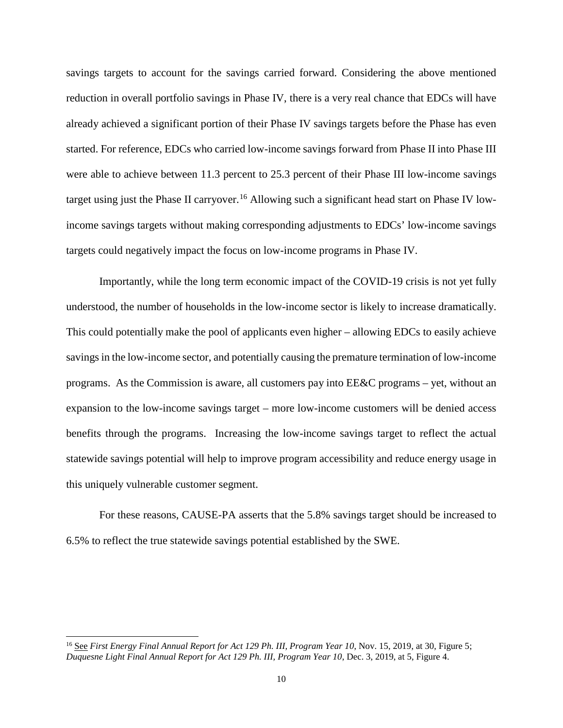savings targets to account for the savings carried forward. Considering the above mentioned reduction in overall portfolio savings in Phase IV, there is a very real chance that EDCs will have already achieved a significant portion of their Phase IV savings targets before the Phase has even started. For reference, EDCs who carried low-income savings forward from Phase II into Phase III were able to achieve between 11.3 percent to 25.3 percent of their Phase III low-income savings target using just the Phase II carryover.[16] Allowing such a significant head start on Phase IV low-income savings targets without making corresponding adjustments to EDCs' low-income savings targets could negatively impact the focus on low-income programs in Phase IV.

Importantly, while the long term economic impact of the COVID-19 crisis is not yet fully understood, the number of households in the low-income sector is likely to increase dramatically. This could potentially make the pool of applicants even higher – allowing EDCs to easily achieve savings in the low-income sector, and potentially causing the premature termination of low-income programs. As the Commission is aware, all customers pay into EE&C programs – yet, without an expansion to the low-income savings target – more low-income customers will be denied access benefits through the programs. Increasing the low-income savings target to reflect the actual statewide savings potential will help to improve program accessibility and reduce energy usage in this uniquely vulnerable customer segment.

For these reasons, CAUSE-PA asserts that the 5.8% savings target should be increased to 6.5% to reflect the true statewide savings potential established by the SWE.

---

[16] See *First Energy Final Annual Report for Act 129 Ph. III, Program Year 10*, Nov. 15, 2019, at 30, Figure 5; *Duquesne Light Final Annual Report for Act 129 Ph. III, Program Year 10*, Dec. 3, 2019, at 5, Figure 4.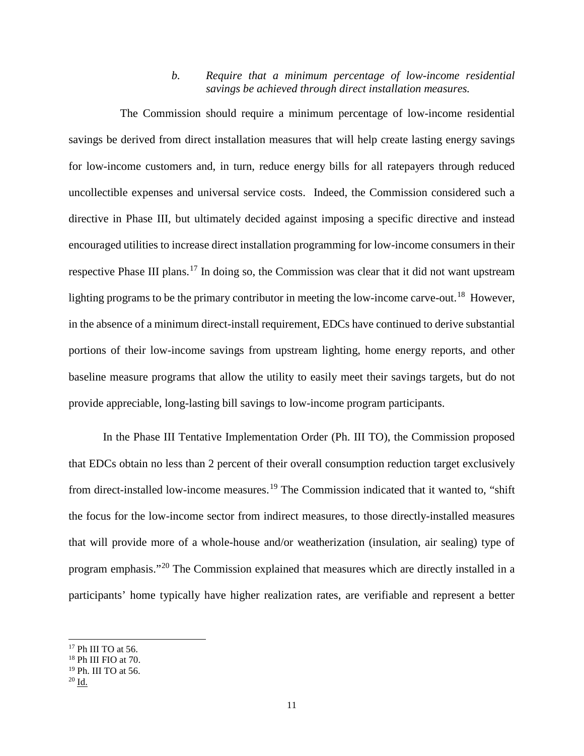*b. Require that a minimum percentage of low-income residential savings be achieved through direct installation measures.*

The Commission should require a minimum percentage of low-income residential savings be derived from direct installation measures that will help create lasting energy savings for low-income customers and, in turn, reduce energy bills for all ratepayers through reduced uncollectible expenses and universal service costs. Indeed, the Commission considered such a directive in Phase III, but ultimately decided against imposing a specific directive and instead encouraged utilities to increase direct installation programming for low-income consumers in their respective Phase III plans.[17] In doing so, the Commission was clear that it did not want upstream lighting programs to be the primary contributor in meeting the low-income carve-out.[18] However, in the absence of a minimum direct-install requirement, EDCs have continued to derive substantial portions of their low-income savings from upstream lighting, home energy reports, and other baseline measure programs that allow the utility to easily meet their savings targets, but do not provide appreciable, long-lasting bill savings to low-income program participants.

In the Phase III Tentative Implementation Order (Ph. III TO), the Commission proposed that EDCs obtain no less than 2 percent of their overall consumption reduction target exclusively from direct-installed low-income measures.[19] The Commission indicated that it wanted to, "shift the focus for the low-income sector from indirect measures, to those directly-installed measures that will provide more of a whole-house and/or weatherization (insulation, air sealing) type of program emphasis."[20] The Commission explained that measures which are directly installed in a participants' home typically have higher realization rates, are verifiable and represent a better

---

[17] Ph III TO at 56.

[18] Ph III FIO at 70.

[19] Ph. III TO at 56.

[20] Id.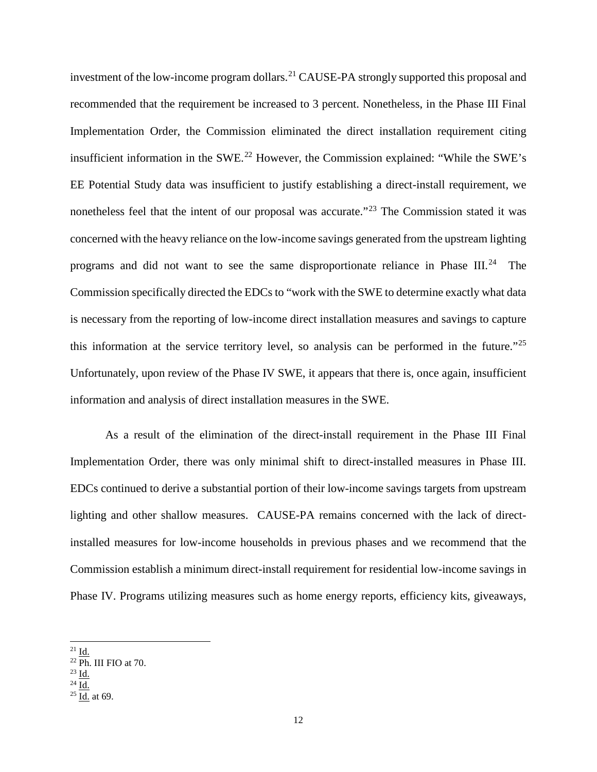investment of the low-income program dollars.[21] CAUSE-PA strongly supported this proposal and recommended that the requirement be increased to 3 percent. Nonetheless, in the Phase III Final Implementation Order, the Commission eliminated the direct installation requirement citing insufficient information in the SWE.[22] However, the Commission explained: "While the SWE's EE Potential Study data was insufficient to justify establishing a direct-install requirement, we nonetheless feel that the intent of our proposal was accurate."[23] The Commission stated it was concerned with the heavy reliance on the low-income savings generated from the upstream lighting programs and did not want to see the same disproportionate reliance in Phase III.[24] The Commission specifically directed the EDCs to "work with the SWE to determine exactly what data is necessary from the reporting of low-income direct installation measures and savings to capture this information at the service territory level, so analysis can be performed in the future."[25] Unfortunately, upon review of the Phase IV SWE, it appears that there is, once again, insufficient information and analysis of direct installation measures in the SWE.

As a result of the elimination of the direct-install requirement in the Phase III Final Implementation Order, there was only minimal shift to direct-installed measures in Phase III. EDCs continued to derive a substantial portion of their low-income savings targets from upstream lighting and other shallow measures. CAUSE-PA remains concerned with the lack of direct-installed measures for low-income households in previous phases and we recommend that the Commission establish a minimum direct-install requirement for residential low-income savings in Phase IV. Programs utilizing measures such as home energy reports, efficiency kits, giveaways,

---

[21] Id.

[22] Ph. III FIO at 70.

[23] Id.

[24] Id.

[25] Id. at 69.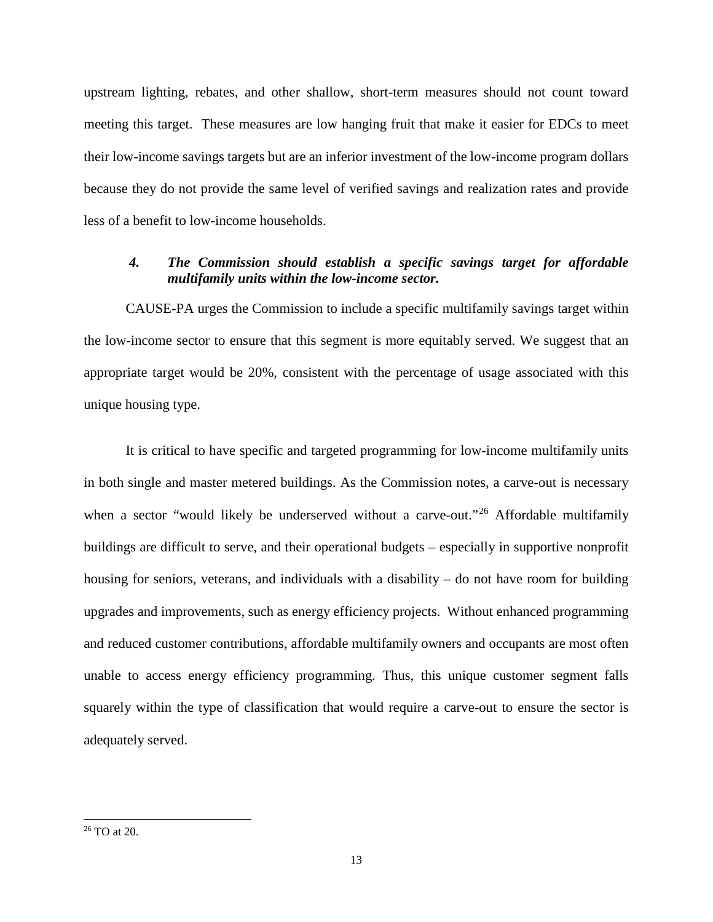upstream lighting, rebates, and other shallow, short-term measures should not count toward meeting this target. These measures are low hanging fruit that make it easier for EDCs to meet their low-income savings targets but are an inferior investment of the low-income program dollars because they do not provide the same level of verified savings and realization rates and provide less of a benefit to low-income households.

### *4. The Commission should establish a specific savings target for affordable multifamily units within the low-income sector.*

CAUSE-PA urges the Commission to include a specific multifamily savings target within the low-income sector to ensure that this segment is more equitably served. We suggest that an appropriate target would be 20%, consistent with the percentage of usage associated with this unique housing type.

It is critical to have specific and targeted programming for low-income multifamily units in both single and master metered buildings. As the Commission notes, a carve-out is necessary when a sector "would likely be underserved without a carve-out."[26] Affordable multifamily buildings are difficult to serve, and their operational budgets – especially in supportive nonprofit housing for seniors, veterans, and individuals with a disability – do not have room for building upgrades and improvements, such as energy efficiency projects. Without enhanced programming and reduced customer contributions, affordable multifamily owners and occupants are most often unable to access energy efficiency programming. Thus, this unique customer segment falls squarely within the type of classification that would require a carve-out to ensure the sector is adequately served.

[26] TO at 20.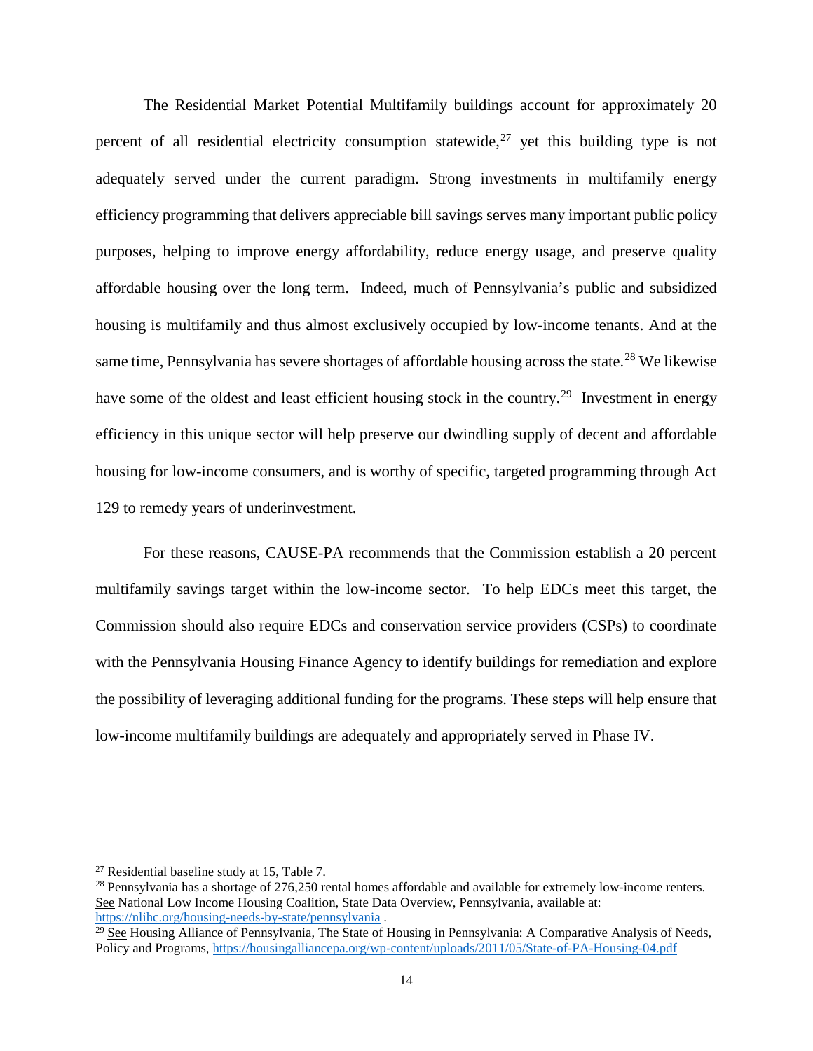The Residential Market Potential Multifamily buildings account for approximately 20 percent of all residential electricity consumption statewide,[27] yet this building type is not adequately served under the current paradigm. Strong investments in multifamily energy efficiency programming that delivers appreciable bill savings serves many important public policy purposes, helping to improve energy affordability, reduce energy usage, and preserve quality affordable housing over the long term. Indeed, much of Pennsylvania's public and subsidized housing is multifamily and thus almost exclusively occupied by low-income tenants. And at the same time, Pennsylvania has severe shortages of affordable housing across the state.[28] We likewise have some of the oldest and least efficient housing stock in the country.[29] Investment in energy efficiency in this unique sector will help preserve our dwindling supply of decent and affordable housing for low-income consumers, and is worthy of specific, targeted programming through Act 129 to remedy years of underinvestment.

For these reasons, CAUSE-PA recommends that the Commission establish a 20 percent multifamily savings target within the low-income sector. To help EDCs meet this target, the Commission should also require EDCs and conservation service providers (CSPs) to coordinate with the Pennsylvania Housing Finance Agency to identify buildings for remediation and explore the possibility of leveraging additional funding for the programs. These steps will help ensure that low-income multifamily buildings are adequately and appropriately served in Phase IV.

---

[27] Residential baseline study at 15, Table 7.

[28] Pennsylvania has a shortage of 276,250 rental homes affordable and available for extremely low-income renters. See National Low Income Housing Coalition, State Data Overview, Pennsylvania, available at: https://nlihc.org/housing-needs-by-state/pennsylvania .

[29] See Housing Alliance of Pennsylvania, The State of Housing in Pennsylvania: A Comparative Analysis of Needs, Policy and Programs, https://housingalliancepa.org/wp-content/uploads/2011/05/State-of-PA-Housing-04.pdf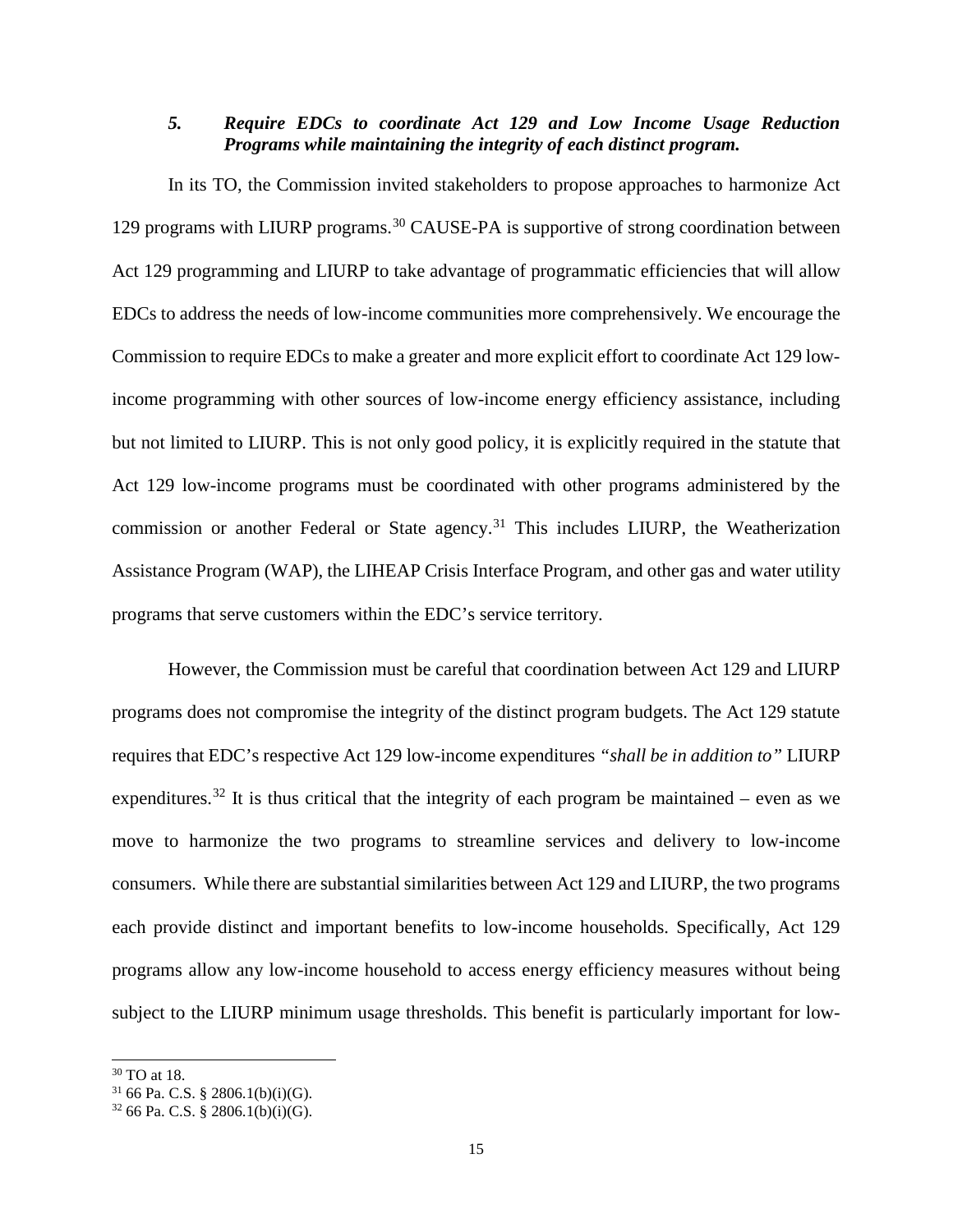### *5. Require EDCs to coordinate Act 129 and Low Income Usage Reduction Programs while maintaining the integrity of each distinct program.*

In its TO, the Commission invited stakeholders to propose approaches to harmonize Act 129 programs with LIURP programs.[30] CAUSE-PA is supportive of strong coordination between Act 129 programming and LIURP to take advantage of programmatic efficiencies that will allow EDCs to address the needs of low-income communities more comprehensively. We encourage the Commission to require EDCs to make a greater and more explicit effort to coordinate Act 129 low-income programming with other sources of low-income energy efficiency assistance, including but not limited to LIURP. This is not only good policy, it is explicitly required in the statute that Act 129 low-income programs must be coordinated with other programs administered by the commission or another Federal or State agency.[31] This includes LIURP, the Weatherization Assistance Program (WAP), the LIHEAP Crisis Interface Program, and other gas and water utility programs that serve customers within the EDC's service territory.

However, the Commission must be careful that coordination between Act 129 and LIURP programs does not compromise the integrity of the distinct program budgets. The Act 129 statute requires that EDC's respective Act 129 low-income expenditures *"shall be in addition to"* LIURP expenditures.[32] It is thus critical that the integrity of each program be maintained – even as we move to harmonize the two programs to streamline services and delivery to low-income consumers. While there are substantial similarities between Act 129 and LIURP, the two programs each provide distinct and important benefits to low-income households. Specifically, Act 129 programs allow any low-income household to access energy efficiency measures without being subject to the LIURP minimum usage thresholds. This benefit is particularly important for low-

[30] TO at 18.

[31] 66 Pa. C.S. § 2806.1(b)(i)(G).

[32] 66 Pa. C.S. § 2806.1(b)(i)(G).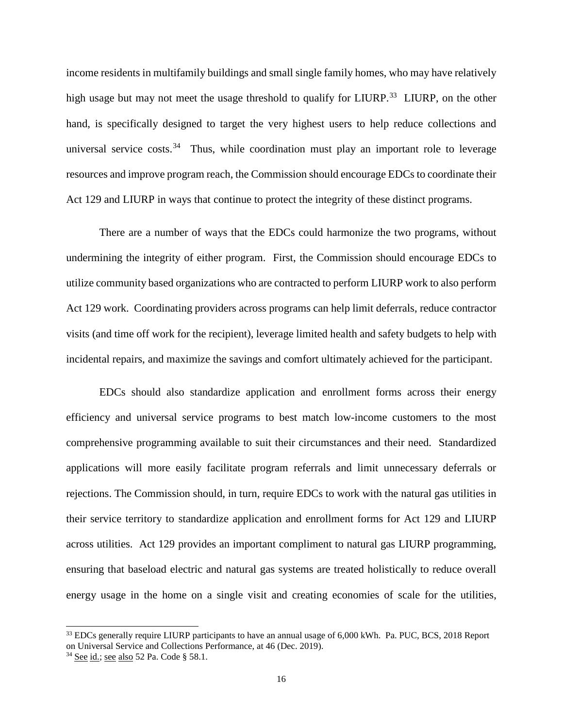income residents in multifamily buildings and small single family homes, who may have relatively high usage but may not meet the usage threshold to qualify for LIURP.[33] LIURP, on the other hand, is specifically designed to target the very highest users to help reduce collections and universal service costs.[34] Thus, while coordination must play an important role to leverage resources and improve program reach, the Commission should encourage EDCs to coordinate their Act 129 and LIURP in ways that continue to protect the integrity of these distinct programs.

There are a number of ways that the EDCs could harmonize the two programs, without undermining the integrity of either program. First, the Commission should encourage EDCs to utilize community based organizations who are contracted to perform LIURP work to also perform Act 129 work. Coordinating providers across programs can help limit deferrals, reduce contractor visits (and time off work for the recipient), leverage limited health and safety budgets to help with incidental repairs, and maximize the savings and comfort ultimately achieved for the participant.

EDCs should also standardize application and enrollment forms across their energy efficiency and universal service programs to best match low-income customers to the most comprehensive programming available to suit their circumstances and their need. Standardized applications will more easily facilitate program referrals and limit unnecessary deferrals or rejections. The Commission should, in turn, require EDCs to work with the natural gas utilities in their service territory to standardize application and enrollment forms for Act 129 and LIURP across utilities. Act 129 provides an important compliment to natural gas LIURP programming, ensuring that baseload electric and natural gas systems are treated holistically to reduce overall energy usage in the home on a single visit and creating economies of scale for the utilities,

---

[33] EDCs generally require LIURP participants to have an annual usage of 6,000 kWh. Pa. PUC, BCS, 2018 Report on Universal Service and Collections Performance, at 46 (Dec. 2019).

[34] See id.; see also 52 Pa. Code § 58.1.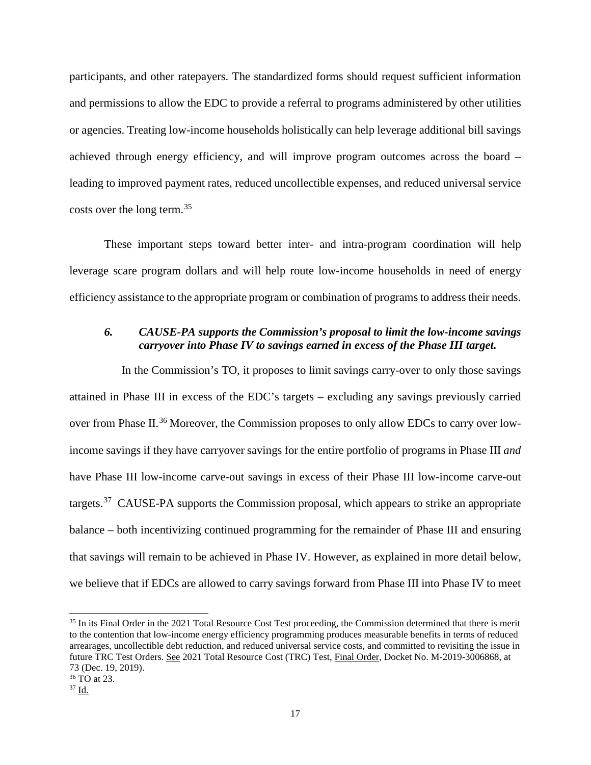participants, and other ratepayers. The standardized forms should request sufficient information and permissions to allow the EDC to provide a referral to programs administered by other utilities or agencies. Treating low-income households holistically can help leverage additional bill savings achieved through energy efficiency, and will improve program outcomes across the board – leading to improved payment rates, reduced uncollectible expenses, and reduced universal service costs over the long term.[35]

These important steps toward better inter- and intra-program coordination will help leverage scare program dollars and will help route low-income households in need of energy efficiency assistance to the appropriate program or combination of programs to address their needs.

### *6. CAUSE-PA supports the Commission's proposal to limit the low-income savings carryover into Phase IV to savings earned in excess of the Phase III target.*

In the Commission's TO, it proposes to limit savings carry-over to only those savings attained in Phase III in excess of the EDC's targets – excluding any savings previously carried over from Phase II.[36] Moreover, the Commission proposes to only allow EDCs to carry over low-income savings if they have carryover savings for the entire portfolio of programs in Phase III *and* have Phase III low-income carve-out savings in excess of their Phase III low-income carve-out targets.[37] CAUSE-PA supports the Commission proposal, which appears to strike an appropriate balance – both incentivizing continued programming for the remainder of Phase III and ensuring that savings will remain to be achieved in Phase IV. However, as explained in more detail below, we believe that if EDCs are allowed to carry savings forward from Phase III into Phase IV to meet

---

[35] In its Final Order in the 2021 Total Resource Cost Test proceeding, the Commission determined that there is merit to the contention that low-income energy efficiency programming produces measurable benefits in terms of reduced arrearages, uncollectible debt reduction, and reduced universal service costs, and committed to revisiting the issue in future TRC Test Orders. See 2021 Total Resource Cost (TRC) Test, Final Order, Docket No. M-2019-3006868, at 73 (Dec. 19, 2019).

[36] TO at 23.

[37] Id.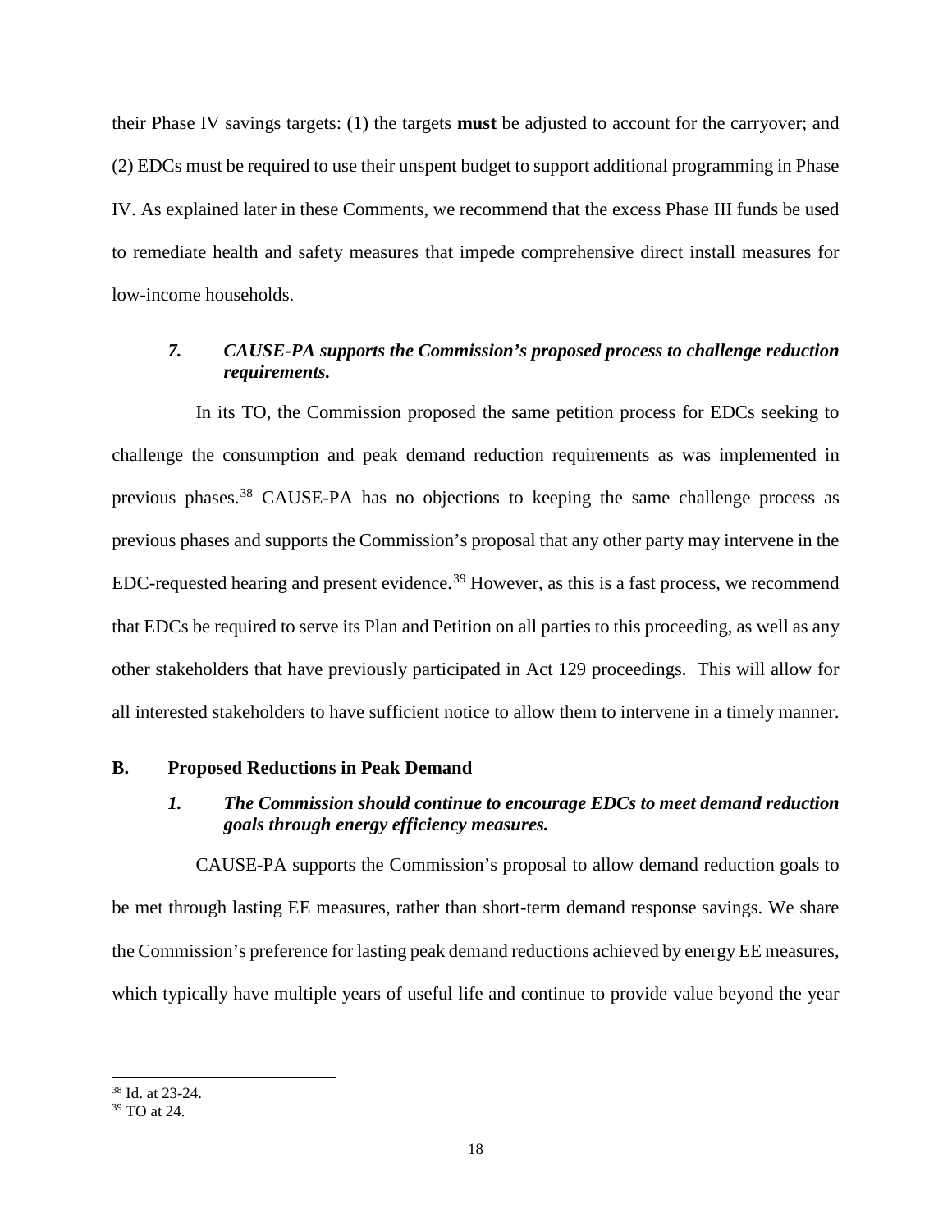their Phase IV savings targets: (1) the targets **must** be adjusted to account for the carryover; and (2) EDCs must be required to use their unspent budget to support additional programming in Phase IV. As explained later in these Comments, we recommend that the excess Phase III funds be used to remediate health and safety measures that impede comprehensive direct install measures for low-income households.

### *7. CAUSE-PA supports the Commission's proposed process to challenge reduction requirements.*

In its TO, the Commission proposed the same petition process for EDCs seeking to challenge the consumption and peak demand reduction requirements as was implemented in previous phases.[38] CAUSE-PA has no objections to keeping the same challenge process as previous phases and supports the Commission's proposal that any other party may intervene in the EDC-requested hearing and present evidence.[39] However, as this is a fast process, we recommend that EDCs be required to serve its Plan and Petition on all parties to this proceeding, as well as any other stakeholders that have previously participated in Act 129 proceedings. This will allow for all interested stakeholders to have sufficient notice to allow them to intervene in a timely manner.

## B. Proposed Reductions in Peak Demand

### *1. The Commission should continue to encourage EDCs to meet demand reduction goals through energy efficiency measures.*

CAUSE-PA supports the Commission's proposal to allow demand reduction goals to be met through lasting EE measures, rather than short-term demand response savings. We share the Commission's preference for lasting peak demand reductions achieved by energy EE measures, which typically have multiple years of useful life and continue to provide value beyond the year

---

[38] Id. at 23-24.

[39] TO at 24.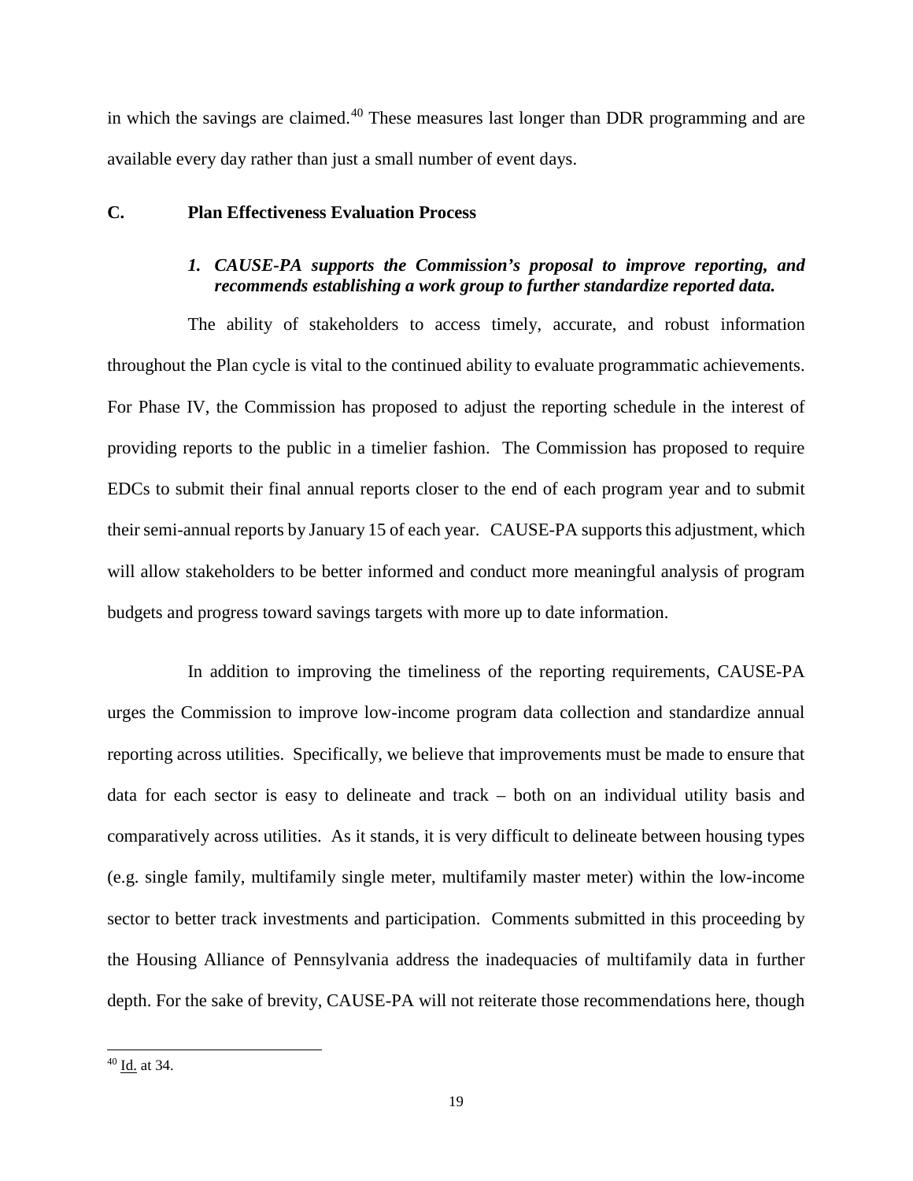in which the savings are claimed.[40] These measures last longer than DDR programming and are available every day rather than just a small number of event days.

## C. Plan Effectiveness Evaluation Process

### *1. CAUSE-PA supports the Commission's proposal to improve reporting, and recommends establishing a work group to further standardize reported data.*

The ability of stakeholders to access timely, accurate, and robust information throughout the Plan cycle is vital to the continued ability to evaluate programmatic achievements. For Phase IV, the Commission has proposed to adjust the reporting schedule in the interest of providing reports to the public in a timelier fashion. The Commission has proposed to require EDCs to submit their final annual reports closer to the end of each program year and to submit their semi-annual reports by January 15 of each year. CAUSE-PA supports this adjustment, which will allow stakeholders to be better informed and conduct more meaningful analysis of program budgets and progress toward savings targets with more up to date information.

In addition to improving the timeliness of the reporting requirements, CAUSE-PA urges the Commission to improve low-income program data collection and standardize annual reporting across utilities. Specifically, we believe that improvements must be made to ensure that data for each sector is easy to delineate and track – both on an individual utility basis and comparatively across utilities. As it stands, it is very difficult to delineate between housing types (e.g. single family, multifamily single meter, multifamily master meter) within the low-income sector to better track investments and participation. Comments submitted in this proceeding by the Housing Alliance of Pennsylvania address the inadequacies of multifamily data in further depth. For the sake of brevity, CAUSE-PA will not reiterate those recommendations here, though

---

[40] Id. at 34.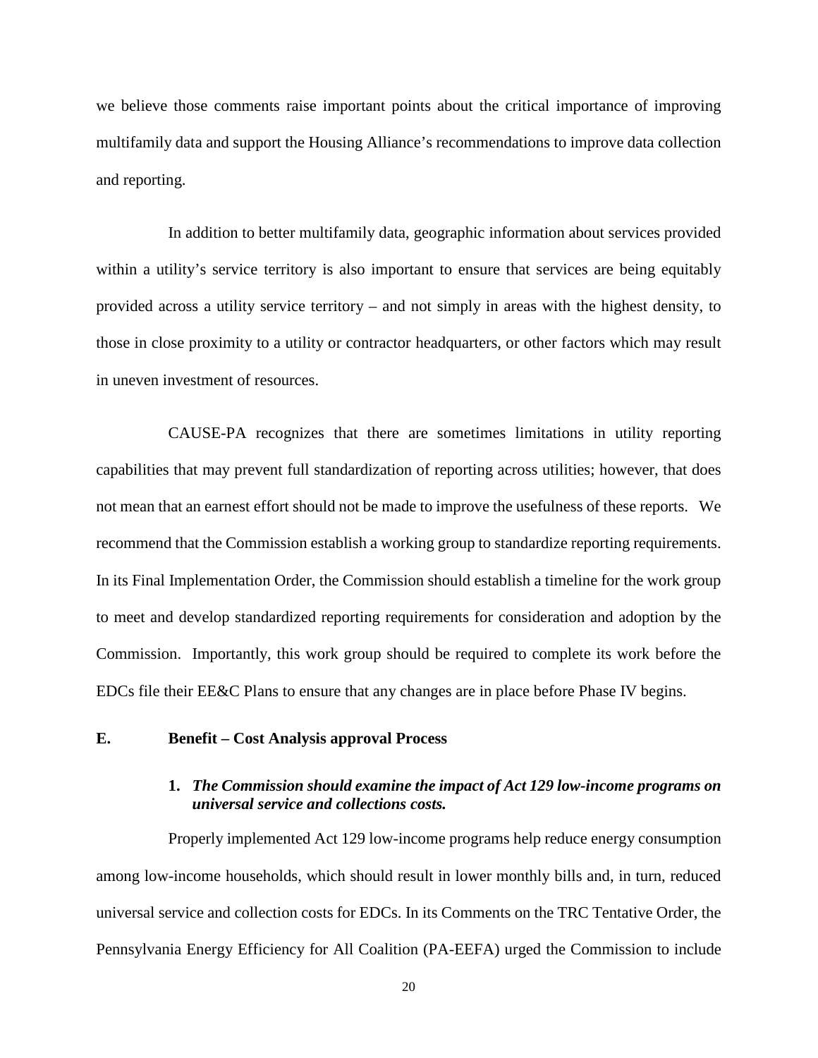we believe those comments raise important points about the critical importance of improving multifamily data and support the Housing Alliance's recommendations to improve data collection and reporting.

In addition to better multifamily data, geographic information about services provided within a utility's service territory is also important to ensure that services are being equitably provided across a utility service territory – and not simply in areas with the highest density, to those in close proximity to a utility or contractor headquarters, or other factors which may result in uneven investment of resources.

CAUSE-PA recognizes that there are sometimes limitations in utility reporting capabilities that may prevent full standardization of reporting across utilities; however, that does not mean that an earnest effort should not be made to improve the usefulness of these reports. We recommend that the Commission establish a working group to standardize reporting requirements. In its Final Implementation Order, the Commission should establish a timeline for the work group to meet and develop standardized reporting requirements for consideration and adoption by the Commission. Importantly, this work group should be required to complete its work before the EDCs file their EE&C Plans to ensure that any changes are in place before Phase IV begins.

## E. Benefit – Cost Analysis approval Process

### 1. *The Commission should examine the impact of Act 129 low-income programs on universal service and collections costs.*

Properly implemented Act 129 low-income programs help reduce energy consumption among low-income households, which should result in lower monthly bills and, in turn, reduced universal service and collection costs for EDCs. In its Comments on the TRC Tentative Order, the Pennsylvania Energy Efficiency for All Coalition (PA-EEFA) urged the Commission to include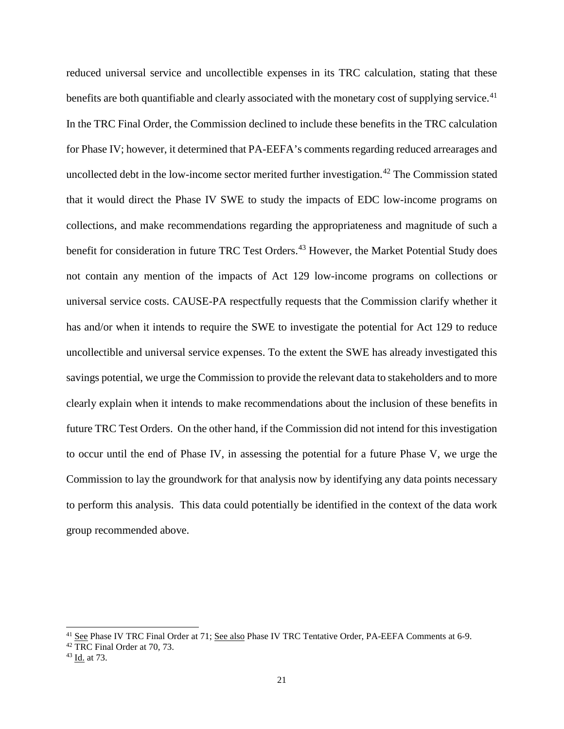reduced universal service and uncollectible expenses in its TRC calculation, stating that these benefits are both quantifiable and clearly associated with the monetary cost of supplying service.[41] In the TRC Final Order, the Commission declined to include these benefits in the TRC calculation for Phase IV; however, it determined that PA-EEFA's comments regarding reduced arrearages and uncollected debt in the low-income sector merited further investigation.[42] The Commission stated that it would direct the Phase IV SWE to study the impacts of EDC low-income programs on collections, and make recommendations regarding the appropriateness and magnitude of such a benefit for consideration in future TRC Test Orders.[43] However, the Market Potential Study does not contain any mention of the impacts of Act 129 low-income programs on collections or universal service costs. CAUSE-PA respectfully requests that the Commission clarify whether it has and/or when it intends to require the SWE to investigate the potential for Act 129 to reduce uncollectible and universal service expenses. To the extent the SWE has already investigated this savings potential, we urge the Commission to provide the relevant data to stakeholders and to more clearly explain when it intends to make recommendations about the inclusion of these benefits in future TRC Test Orders. On the other hand, if the Commission did not intend for this investigation to occur until the end of Phase IV, in assessing the potential for a future Phase V, we urge the Commission to lay the groundwork for that analysis now by identifying any data points necessary to perform this analysis. This data could potentially be identified in the context of the data work group recommended above.

---

[41] See Phase IV TRC Final Order at 71; See also Phase IV TRC Tentative Order, PA-EEFA Comments at 6-9.

[42] TRC Final Order at 70, 73.

[43] Id. at 73.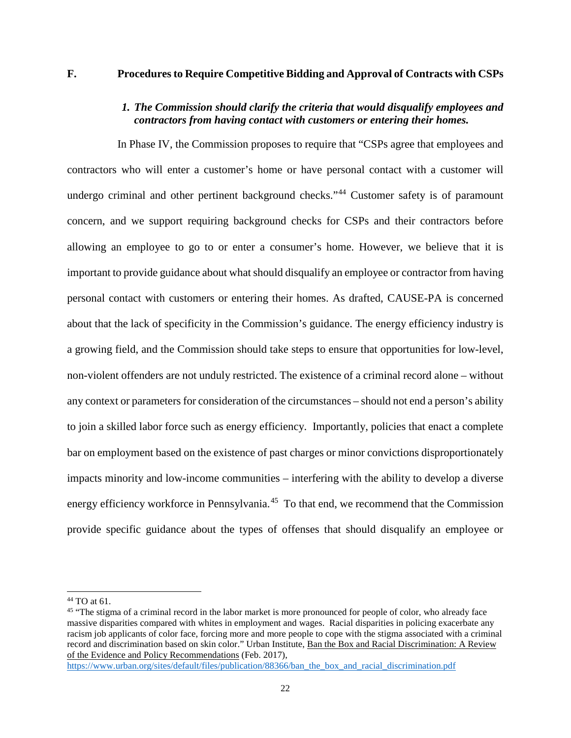## F. Procedures to Require Competitive Bidding and Approval of Contracts with CSPs

### *1. The Commission should clarify the criteria that would disqualify employees and contractors from having contact with customers or entering their homes.*

In Phase IV, the Commission proposes to require that "CSPs agree that employees and contractors who will enter a customer's home or have personal contact with a customer will undergo criminal and other pertinent background checks."[44] Customer safety is of paramount concern, and we support requiring background checks for CSPs and their contractors before allowing an employee to go to or enter a consumer's home. However, we believe that it is important to provide guidance about what should disqualify an employee or contractor from having personal contact with customers or entering their homes. As drafted, CAUSE-PA is concerned about that the lack of specificity in the Commission's guidance. The energy efficiency industry is a growing field, and the Commission should take steps to ensure that opportunities for low-level, non-violent offenders are not unduly restricted. The existence of a criminal record alone – without any context or parameters for consideration of the circumstances – should not end a person's ability to join a skilled labor force such as energy efficiency. Importantly, policies that enact a complete bar on employment based on the existence of past charges or minor convictions disproportionately impacts minority and low-income communities – interfering with the ability to develop a diverse energy efficiency workforce in Pennsylvania.[45] To that end, we recommend that the Commission provide specific guidance about the types of offenses that should disqualify an employee or

---

[44] TO at 61.

[45] "The stigma of a criminal record in the labor market is more pronounced for people of color, who already face massive disparities compared with whites in employment and wages. Racial disparities in policing exacerbate any racism job applicants of color face, forcing more and more people to cope with the stigma associated with a criminal record and discrimination based on skin color." Urban Institute, Ban the Box and Racial Discrimination: A Review of the Evidence and Policy Recommendations (Feb. 2017), https://www.urban.org/sites/default/files/publication/88366/ban_the_box_and_racial_discrimination.pdf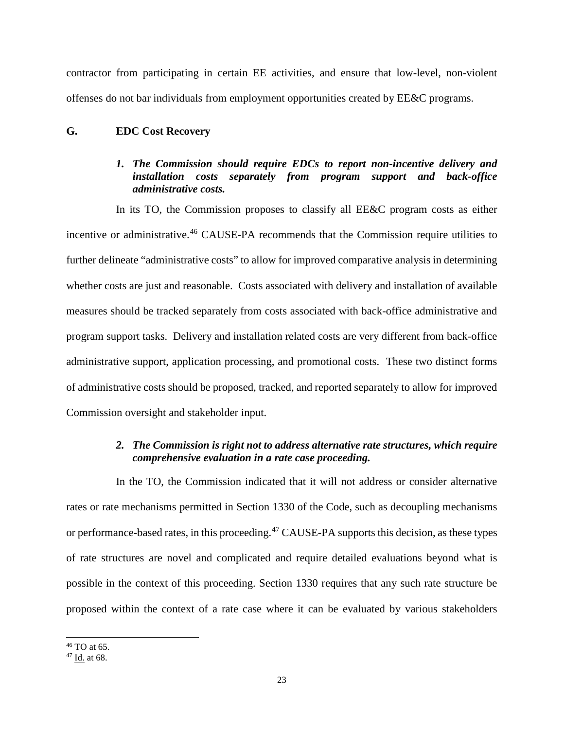contractor from participating in certain EE activities, and ensure that low-level, non-violent offenses do not bar individuals from employment opportunities created by EE&C programs.

## G. EDC Cost Recovery

### *1. The Commission should require EDCs to report non-incentive delivery and installation costs separately from program support and back-office administrative costs.*

In its TO, the Commission proposes to classify all EE&C program costs as either incentive or administrative.[46] CAUSE-PA recommends that the Commission require utilities to further delineate "administrative costs" to allow for improved comparative analysis in determining whether costs are just and reasonable. Costs associated with delivery and installation of available measures should be tracked separately from costs associated with back-office administrative and program support tasks. Delivery and installation related costs are very different from back-office administrative support, application processing, and promotional costs. These two distinct forms of administrative costs should be proposed, tracked, and reported separately to allow for improved Commission oversight and stakeholder input.

### *2. The Commission is right not to address alternative rate structures, which require comprehensive evaluation in a rate case proceeding.*

In the TO, the Commission indicated that it will not address or consider alternative rates or rate mechanisms permitted in Section 1330 of the Code, such as decoupling mechanisms or performance-based rates, in this proceeding.[47] CAUSE-PA supports this decision, as these types of rate structures are novel and complicated and require detailed evaluations beyond what is possible in the context of this proceeding. Section 1330 requires that any such rate structure be proposed within the context of a rate case where it can be evaluated by various stakeholders

---

[46] TO at 65.

[47] Id. at 68.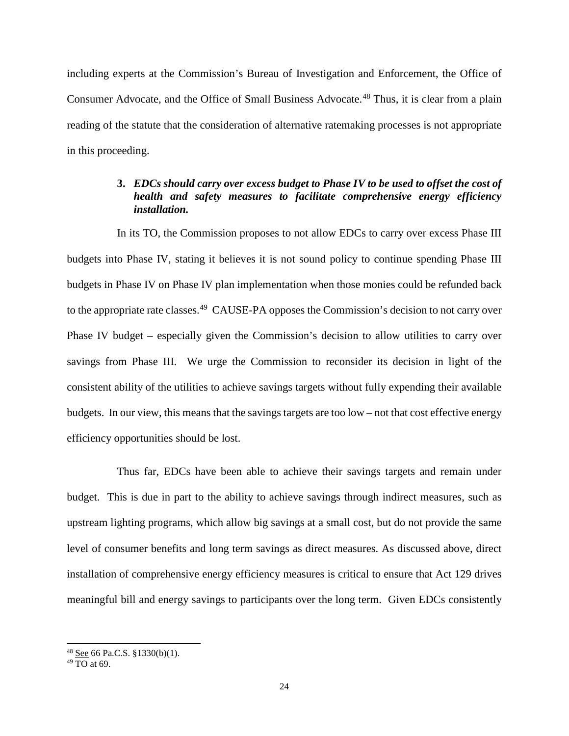including experts at the Commission's Bureau of Investigation and Enforcement, the Office of Consumer Advocate, and the Office of Small Business Advocate.[48] Thus, it is clear from a plain reading of the statute that the consideration of alternative ratemaking processes is not appropriate in this proceeding.

### 3. *EDCs should carry over excess budget to Phase IV to be used to offset the cost of health and safety measures to facilitate comprehensive energy efficiency installation.*

In its TO, the Commission proposes to not allow EDCs to carry over excess Phase III budgets into Phase IV, stating it believes it is not sound policy to continue spending Phase III budgets in Phase IV on Phase IV plan implementation when those monies could be refunded back to the appropriate rate classes.[49] CAUSE-PA opposes the Commission's decision to not carry over Phase IV budget – especially given the Commission's decision to allow utilities to carry over savings from Phase III. We urge the Commission to reconsider its decision in light of the consistent ability of the utilities to achieve savings targets without fully expending their available budgets. In our view, this means that the savings targets are too low – not that cost effective energy efficiency opportunities should be lost.

Thus far, EDCs have been able to achieve their savings targets and remain under budget. This is due in part to the ability to achieve savings through indirect measures, such as upstream lighting programs, which allow big savings at a small cost, but do not provide the same level of consumer benefits and long term savings as direct measures. As discussed above, direct installation of comprehensive energy efficiency measures is critical to ensure that Act 129 drives meaningful bill and energy savings to participants over the long term. Given EDCs consistently

---

[48] See 66 Pa.C.S. §1330(b)(1).

[49] TO at 69.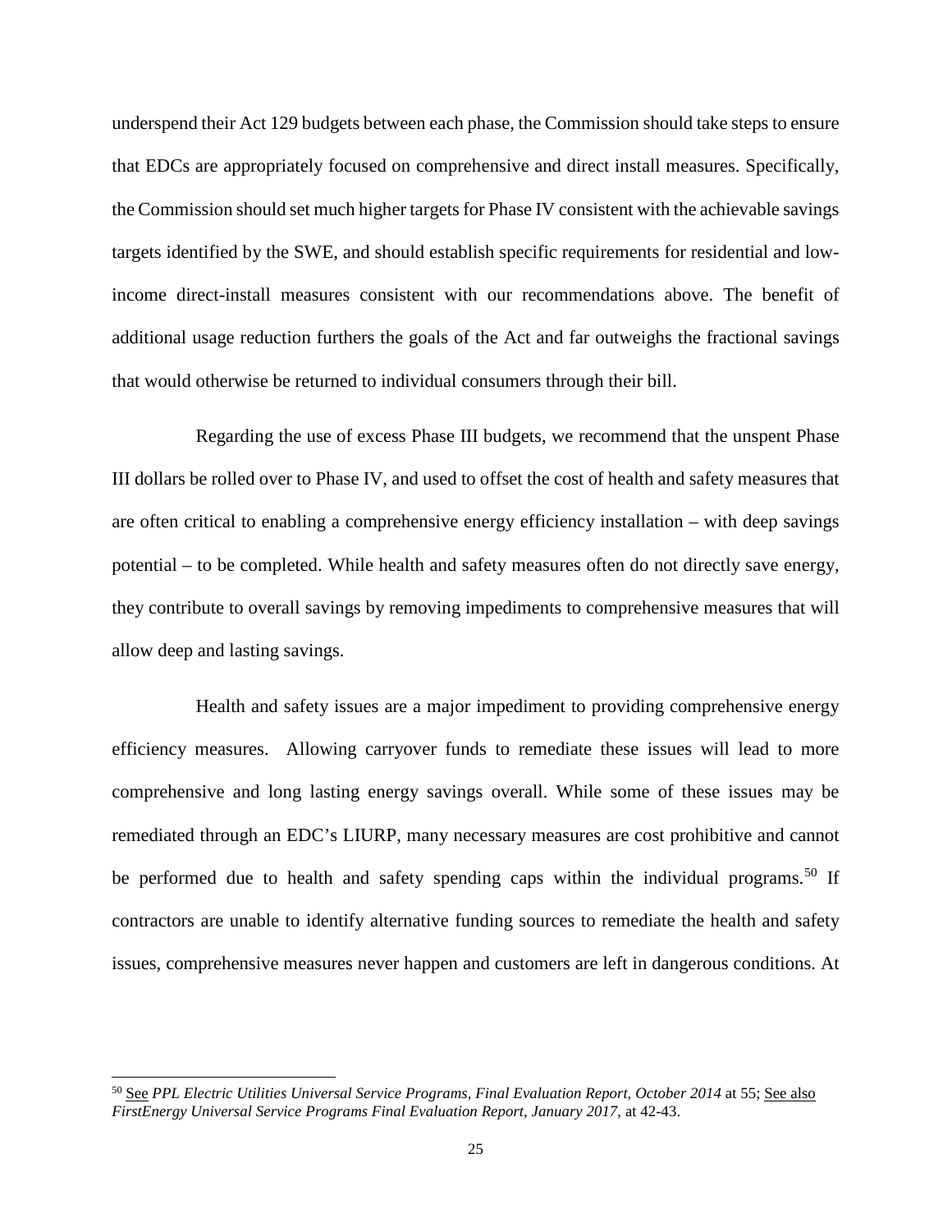underspend their Act 129 budgets between each phase, the Commission should take steps to ensure that EDCs are appropriately focused on comprehensive and direct install measures. Specifically, the Commission should set much higher targets for Phase IV consistent with the achievable savings targets identified by the SWE, and should establish specific requirements for residential and low-income direct-install measures consistent with our recommendations above. The benefit of additional usage reduction furthers the goals of the Act and far outweighs the fractional savings that would otherwise be returned to individual consumers through their bill.

Regarding the use of excess Phase III budgets, we recommend that the unspent Phase III dollars be rolled over to Phase IV, and used to offset the cost of health and safety measures that are often critical to enabling a comprehensive energy efficiency installation – with deep savings potential – to be completed. While health and safety measures often do not directly save energy, they contribute to overall savings by removing impediments to comprehensive measures that will allow deep and lasting savings.

Health and safety issues are a major impediment to providing comprehensive energy efficiency measures. Allowing carryover funds to remediate these issues will lead to more comprehensive and long lasting energy savings overall. While some of these issues may be remediated through an EDC's LIURP, many necessary measures are cost prohibitive and cannot be performed due to health and safety spending caps within the individual programs.[50] If contractors are unable to identify alternative funding sources to remediate the health and safety issues, comprehensive measures never happen and customers are left in dangerous conditions. At

[50] See *PPL Electric Utilities Universal Service Programs, Final Evaluation Report, October 2014* at 55; See also *FirstEnergy Universal Service Programs Final Evaluation Report, January 2017*, at 42-43.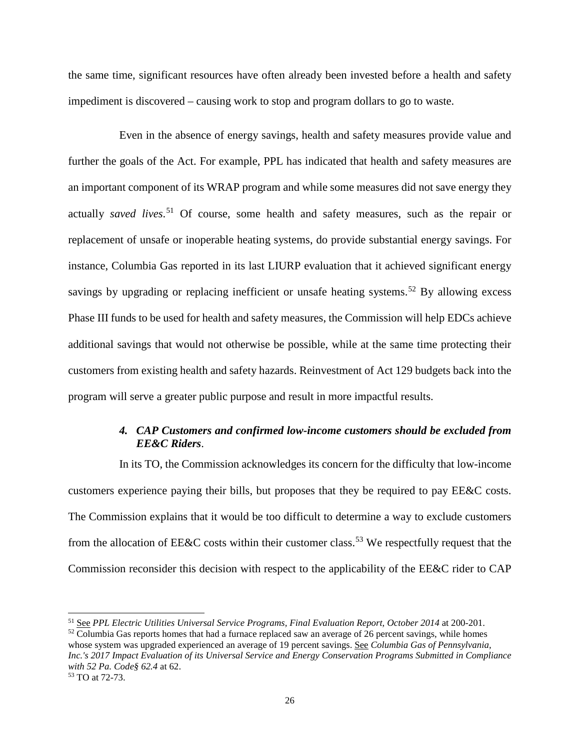the same time, significant resources have often already been invested before a health and safety impediment is discovered – causing work to stop and program dollars to go to waste.

Even in the absence of energy savings, health and safety measures provide value and further the goals of the Act. For example, PPL has indicated that health and safety measures are an important component of its WRAP program and while some measures did not save energy they actually *saved lives*.[51] Of course, some health and safety measures, such as the repair or replacement of unsafe or inoperable heating systems, do provide substantial energy savings. For instance, Columbia Gas reported in its last LIURP evaluation that it achieved significant energy savings by upgrading or replacing inefficient or unsafe heating systems.[52] By allowing excess Phase III funds to be used for health and safety measures, the Commission will help EDCs achieve additional savings that would not otherwise be possible, while at the same time protecting their customers from existing health and safety hazards. Reinvestment of Act 129 budgets back into the program will serve a greater public purpose and result in more impactful results.

#### *4. CAP Customers and confirmed low-income customers should be excluded from EE&C Riders*.

In its TO, the Commission acknowledges its concern for the difficulty that low-income customers experience paying their bills, but proposes that they be required to pay EE&C costs. The Commission explains that it would be too difficult to determine a way to exclude customers from the allocation of EE&C costs within their customer class.[53] We respectfully request that the Commission reconsider this decision with respect to the applicability of the EE&C rider to CAP

---

[51] See *PPL Electric Utilities Universal Service Programs, Final Evaluation Report, October 2014* at 200-201.

[52] Columbia Gas reports homes that had a furnace replaced saw an average of 26 percent savings, while homes whose system was upgraded experienced an average of 19 percent savings. See *Columbia Gas of Pennsylvania, Inc.'s 2017 Impact Evaluation of its Universal Service and Energy Conservation Programs Submitted in Compliance with 52 Pa. Code§ 62.4* at 62.

[53] TO at 72-73.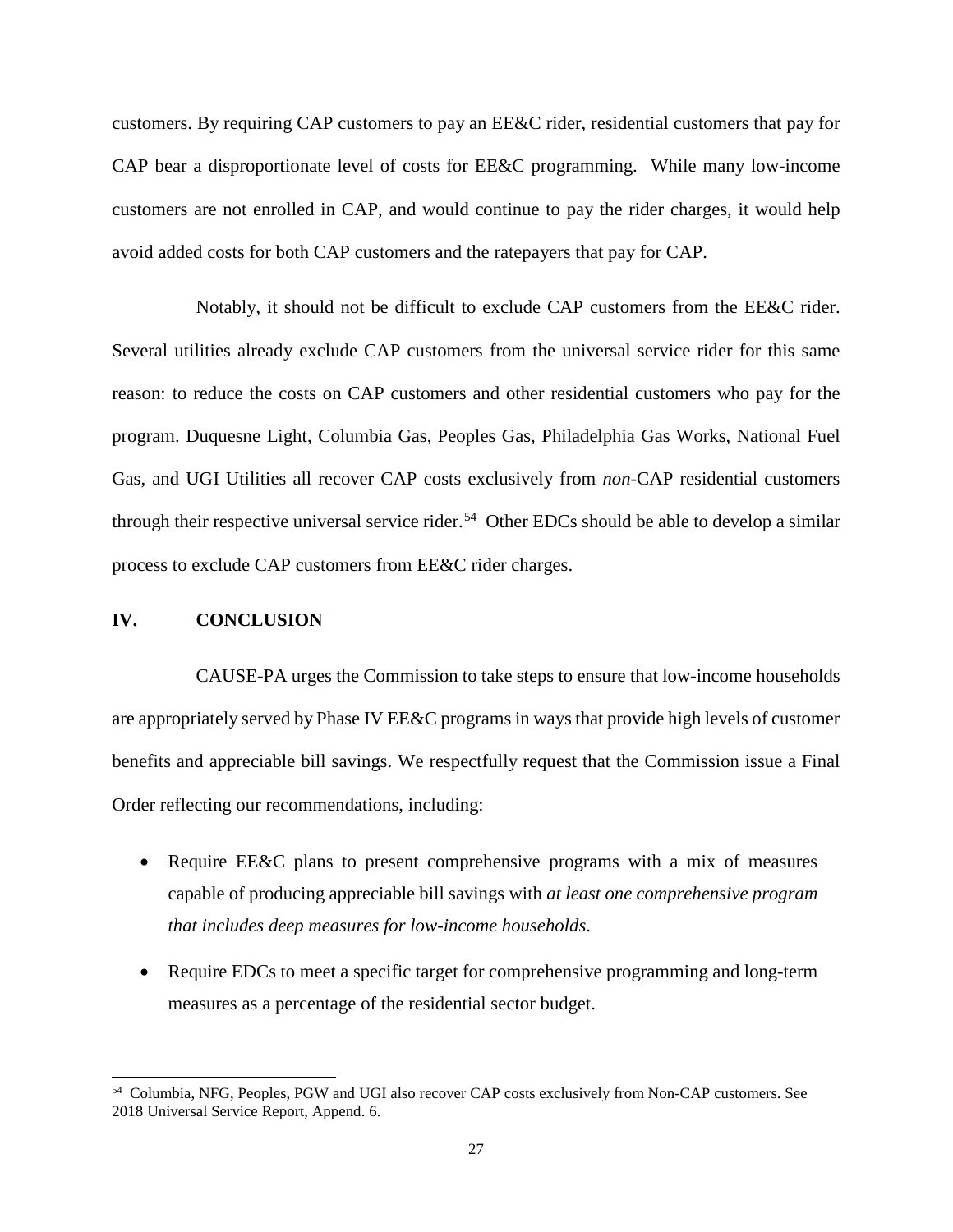customers. By requiring CAP customers to pay an EE&C rider, residential customers that pay for CAP bear a disproportionate level of costs for EE&C programming. While many low-income customers are not enrolled in CAP, and would continue to pay the rider charges, it would help avoid added costs for both CAP customers and the ratepayers that pay for CAP.

Notably, it should not be difficult to exclude CAP customers from the EE&C rider. Several utilities already exclude CAP customers from the universal service rider for this same reason: to reduce the costs on CAP customers and other residential customers who pay for the program. Duquesne Light, Columbia Gas, Peoples Gas, Philadelphia Gas Works, National Fuel Gas, and UGI Utilities all recover CAP costs exclusively from *non*-CAP residential customers through their respective universal service rider.[54] Other EDCs should be able to develop a similar process to exclude CAP customers from EE&C rider charges.

## IV. CONCLUSION

CAUSE-PA urges the Commission to take steps to ensure that low-income households are appropriately served by Phase IV EE&C programs in ways that provide high levels of customer benefits and appreciable bill savings. We respectfully request that the Commission issue a Final Order reflecting our recommendations, including:

- Require EE&C plans to present comprehensive programs with a mix of measures capable of producing appreciable bill savings with *at least one comprehensive program that includes deep measures for low-income households*.
- Require EDCs to meet a specific target for comprehensive programming and long-term measures as a percentage of the residential sector budget.

---

[54] Columbia, NFG, Peoples, PGW and UGI also recover CAP costs exclusively from Non-CAP customers. See 2018 Universal Service Report, Append. 6.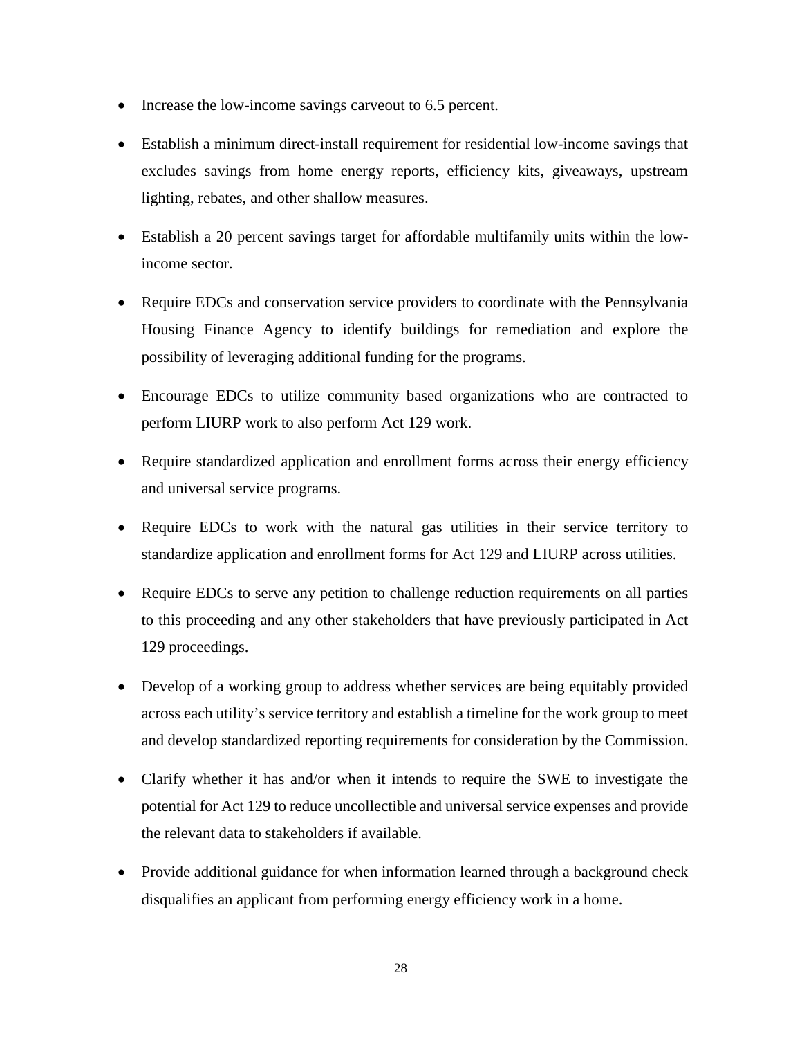- Increase the low-income savings carveout to 6.5 percent.
- Establish a minimum direct-install requirement for residential low-income savings that excludes savings from home energy reports, efficiency kits, giveaways, upstream lighting, rebates, and other shallow measures.
- Establish a 20 percent savings target for affordable multifamily units within the low-income sector.
- Require EDCs and conservation service providers to coordinate with the Pennsylvania Housing Finance Agency to identify buildings for remediation and explore the possibility of leveraging additional funding for the programs.
- Encourage EDCs to utilize community based organizations who are contracted to perform LIURP work to also perform Act 129 work.
- Require standardized application and enrollment forms across their energy efficiency and universal service programs.
- Require EDCs to work with the natural gas utilities in their service territory to standardize application and enrollment forms for Act 129 and LIURP across utilities.
- Require EDCs to serve any petition to challenge reduction requirements on all parties to this proceeding and any other stakeholders that have previously participated in Act 129 proceedings.
- Develop of a working group to address whether services are being equitably provided across each utility's service territory and establish a timeline for the work group to meet and develop standardized reporting requirements for consideration by the Commission.
- Clarify whether it has and/or when it intends to require the SWE to investigate the potential for Act 129 to reduce uncollectible and universal service expenses and provide the relevant data to stakeholders if available.
- Provide additional guidance for when information learned through a background check disqualifies an applicant from performing energy efficiency work in a home.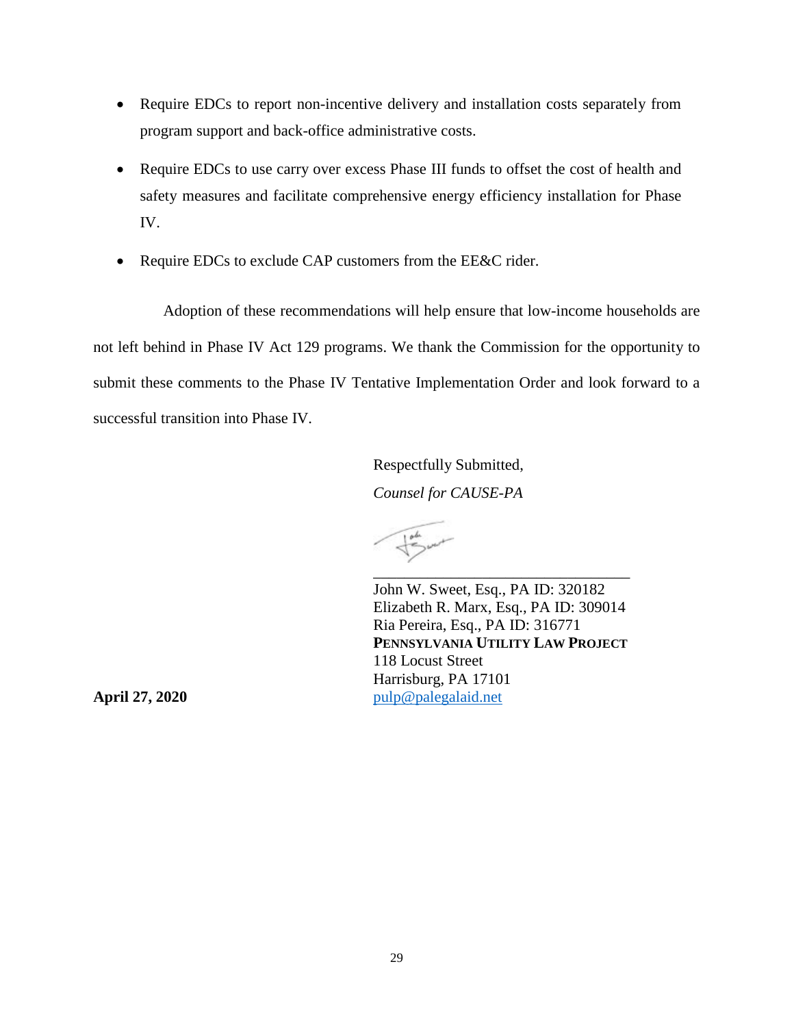- Require EDCs to report non-incentive delivery and installation costs separately from program support and back-office administrative costs.
- Require EDCs to use carry over excess Phase III funds to offset the cost of health and safety measures and facilitate comprehensive energy efficiency installation for Phase IV.
- Require EDCs to exclude CAP customers from the EE&C rider.

Adoption of these recommendations will help ensure that low-income households are not left behind in Phase IV Act 129 programs. We thank the Commission for the opportunity to submit these comments to the Phase IV Tentative Implementation Order and look forward to a successful transition into Phase IV.

Respectfully Submitted,
*Counsel for CAUSE-PA*

\_\_\_\_\_\_\_\_\_\_\_\_\_\_\_\_\_\_\_\_\_\_\_\_\_\_\_\_\_\_\_\_\_\_
John W. Sweet, Esq., PA ID: 320182
Elizabeth R. Marx, Esq., PA ID: 309014
Ria Pereira, Esq., PA ID: 316771
**PENNSYLVANIA UTILITY LAW PROJECT**
118 Locust Street
Harrisburg, PA 17101
pulp@palegalaid.net

**April 27, 2020**